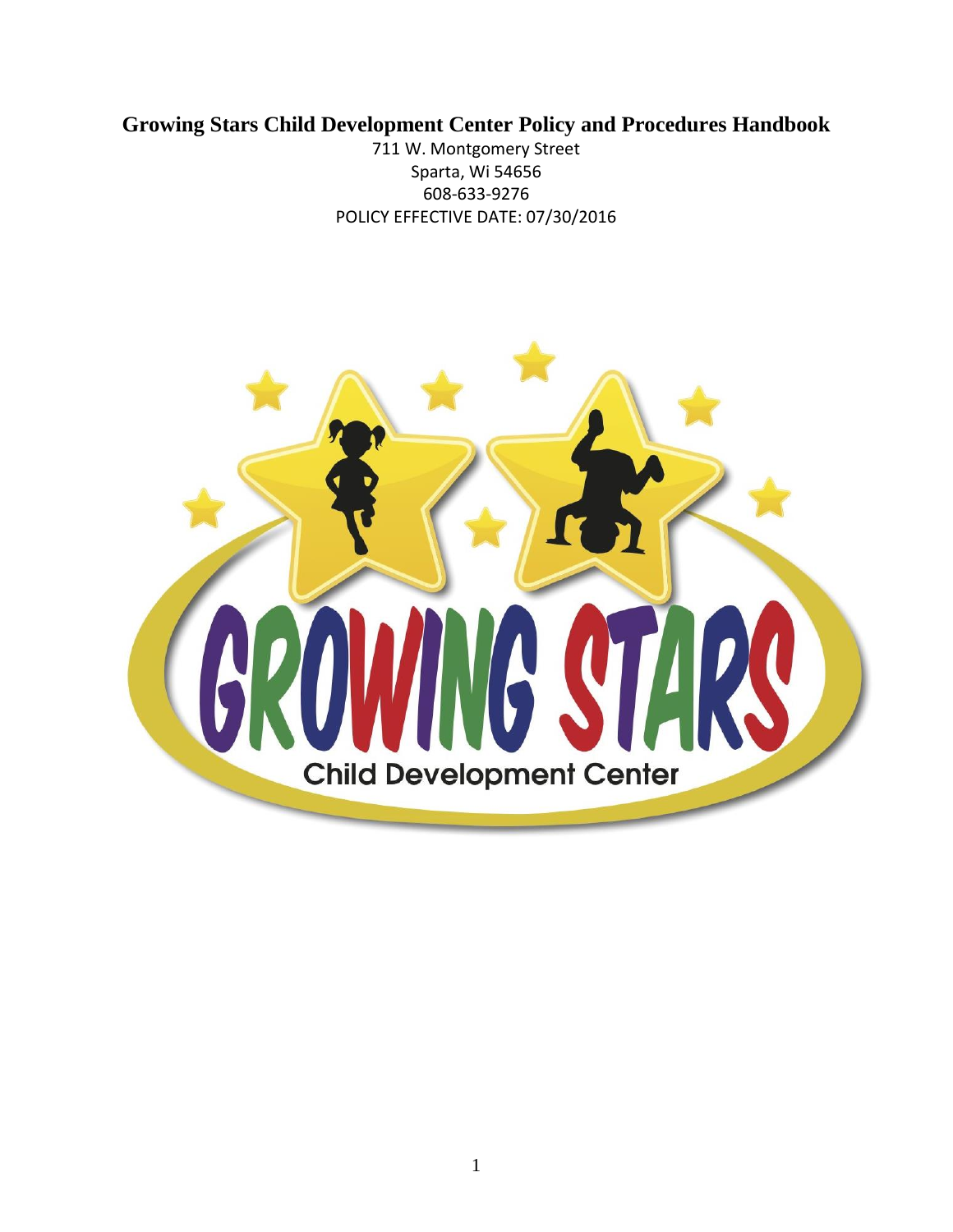# Growing Stars Child Development Center Policy and Procedures Handbook

711 W. Montgomery Street
Sparta, Wi 54656
608-633-9276
POLICY EFFECTIVE DATE: 07/30/2016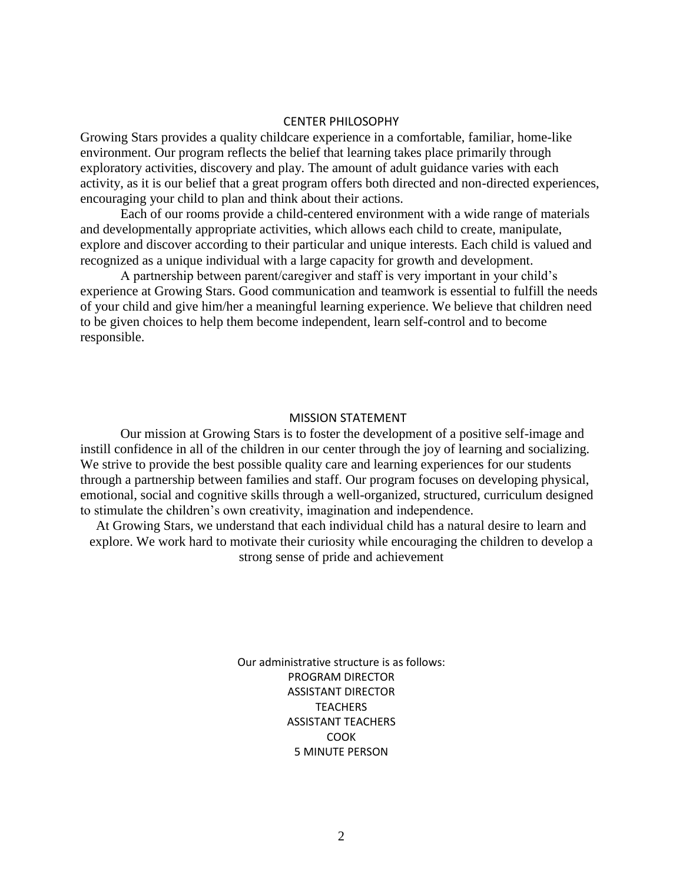## CENTER PHILOSOPHY

Growing Stars provides a quality childcare experience in a comfortable, familiar, home-like environment. Our program reflects the belief that learning takes place primarily through exploratory activities, discovery and play. The amount of adult guidance varies with each activity, as it is our belief that a great program offers both directed and non-directed experiences, encouraging your child to plan and think about their actions.

Each of our rooms provide a child-centered environment with a wide range of materials and developmentally appropriate activities, which allows each child to create, manipulate, explore and discover according to their particular and unique interests. Each child is valued and recognized as a unique individual with a large capacity for growth and development.

A partnership between parent/caregiver and staff is very important in your child's experience at Growing Stars. Good communication and teamwork is essential to fulfill the needs of your child and give him/her a meaningful learning experience. We believe that children need to be given choices to help them become independent, learn self-control and to become responsible.

## MISSION STATEMENT

Our mission at Growing Stars is to foster the development of a positive self-image and instill confidence in all of the children in our center through the joy of learning and socializing. We strive to provide the best possible quality care and learning experiences for our students through a partnership between families and staff. Our program focuses on developing physical, emotional, social and cognitive skills through a well-organized, structured, curriculum designed to stimulate the children's own creativity, imagination and independence.

At Growing Stars, we understand that each individual child has a natural desire to learn and explore. We work hard to motivate their curiosity while encouraging the children to develop a strong sense of pride and achievement

Our administrative structure is as follows:

PROGRAM DIRECTOR
ASSISTANT DIRECTOR
TEACHERS
ASSISTANT TEACHERS
COOK
5 MINUTE PERSON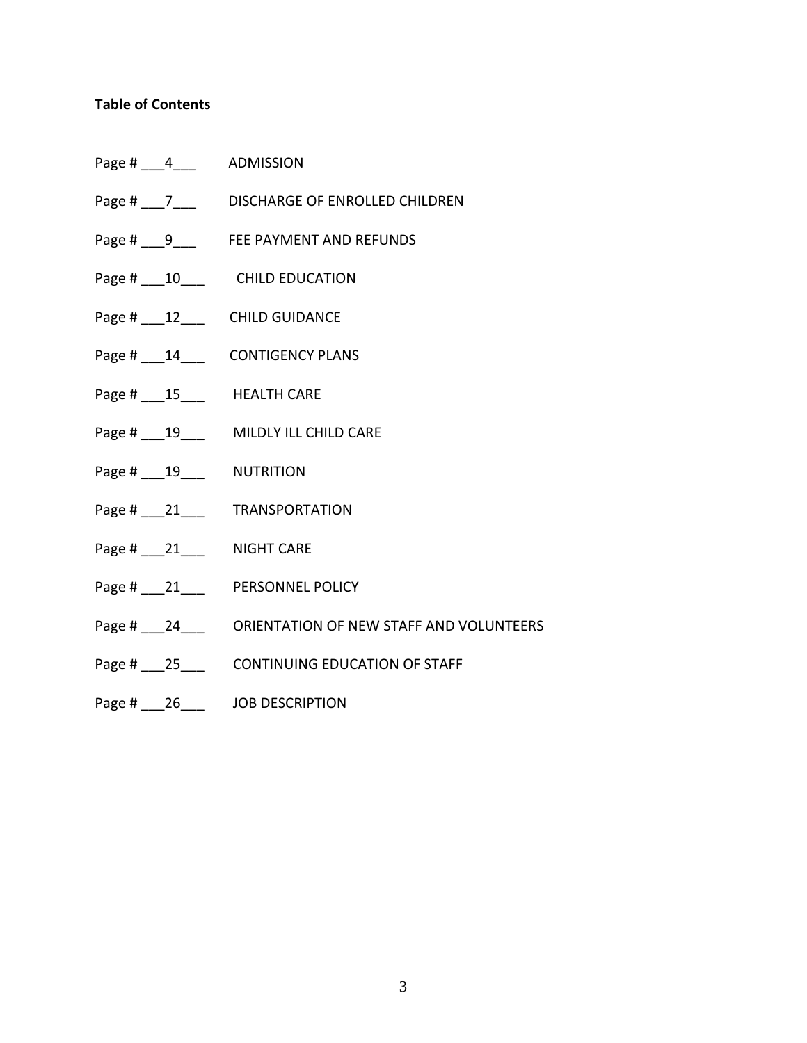**Table of Contents**

Page # ___4___ ADMISSION

Page # ___7___ DISCHARGE OF ENROLLED CHILDREN

Page # ___9___ FEE PAYMENT AND REFUNDS

Page # ___10___ CHILD EDUCATION

Page # ___12___ CHILD GUIDANCE

Page # ___14___ CONTIGENCY PLANS

Page # ___15___ HEALTH CARE

Page # ___19___ MILDLY ILL CHILD CARE

Page # ___19___ NUTRITION

Page # ___21___ TRANSPORTATION

Page # ___21___ NIGHT CARE

Page # ___21___ PERSONNEL POLICY

Page # ___24___ ORIENTATION OF NEW STAFF AND VOLUNTEERS

Page # ___25___ CONTINUING EDUCATION OF STAFF

Page # ___26___ JOB DESCRIPTION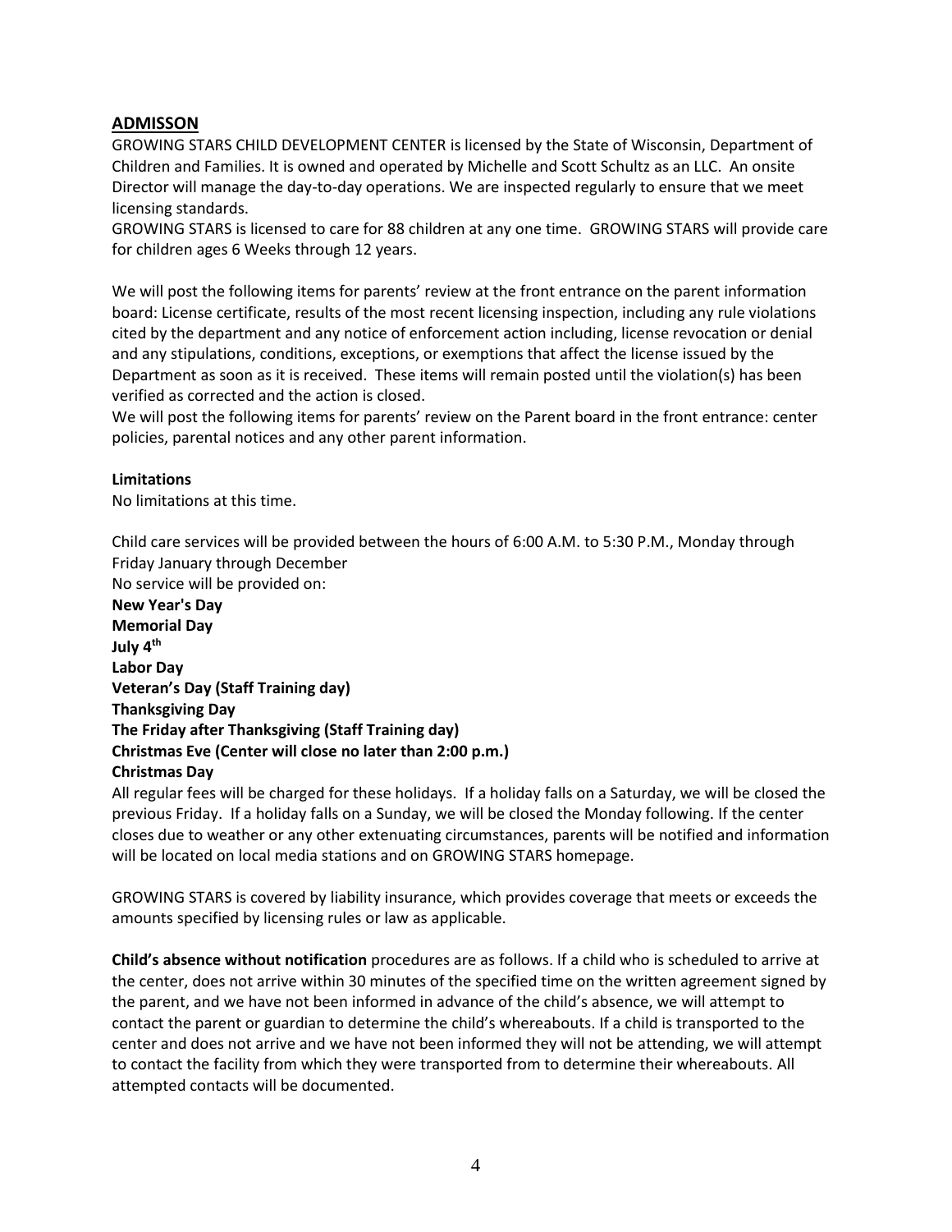## ADMISSON

GROWING STARS CHILD DEVELOPMENT CENTER is licensed by the State of Wisconsin, Department of Children and Families. It is owned and operated by Michelle and Scott Schultz as an LLC. An onsite Director will manage the day-to-day operations. We are inspected regularly to ensure that we meet licensing standards.

GROWING STARS is licensed to care for 88 children at any one time. GROWING STARS will provide care for children ages 6 Weeks through 12 years.

We will post the following items for parents' review at the front entrance on the parent information board: License certificate, results of the most recent licensing inspection, including any rule violations cited by the department and any notice of enforcement action including, license revocation or denial and any stipulations, conditions, exceptions, or exemptions that affect the license issued by the Department as soon as it is received. These items will remain posted until the violation(s) has been verified as corrected and the action is closed.

We will post the following items for parents' review on the Parent board in the front entrance: center policies, parental notices and any other parent information.

**Limitations**

No limitations at this time.

Child care services will be provided between the hours of 6:00 A.M. to 5:30 P.M., Monday through Friday January through December

No service will be provided on:

**New Year's Day**
**Memorial Day**
**July 4th**
**Labor Day**
**Veteran's Day (Staff Training day)**
**Thanksgiving Day**
**The Friday after Thanksgiving (Staff Training day)**
**Christmas Eve (Center will close no later than 2:00 p.m.)**
**Christmas Day**

All regular fees will be charged for these holidays. If a holiday falls on a Saturday, we will be closed the previous Friday. If a holiday falls on a Sunday, we will be closed the Monday following. If the center closes due to weather or any other extenuating circumstances, parents will be notified and information will be located on local media stations and on GROWING STARS homepage.

GROWING STARS is covered by liability insurance, which provides coverage that meets or exceeds the amounts specified by licensing rules or law as applicable.

**Child's absence without notification** procedures are as follows. If a child who is scheduled to arrive at the center, does not arrive within 30 minutes of the specified time on the written agreement signed by the parent, and we have not been informed in advance of the child's absence, we will attempt to contact the parent or guardian to determine the child's whereabouts. If a child is transported to the center and does not arrive and we have not been informed they will not be attending, we will attempt to contact the facility from which they were transported from to determine their whereabouts. All attempted contacts will be documented.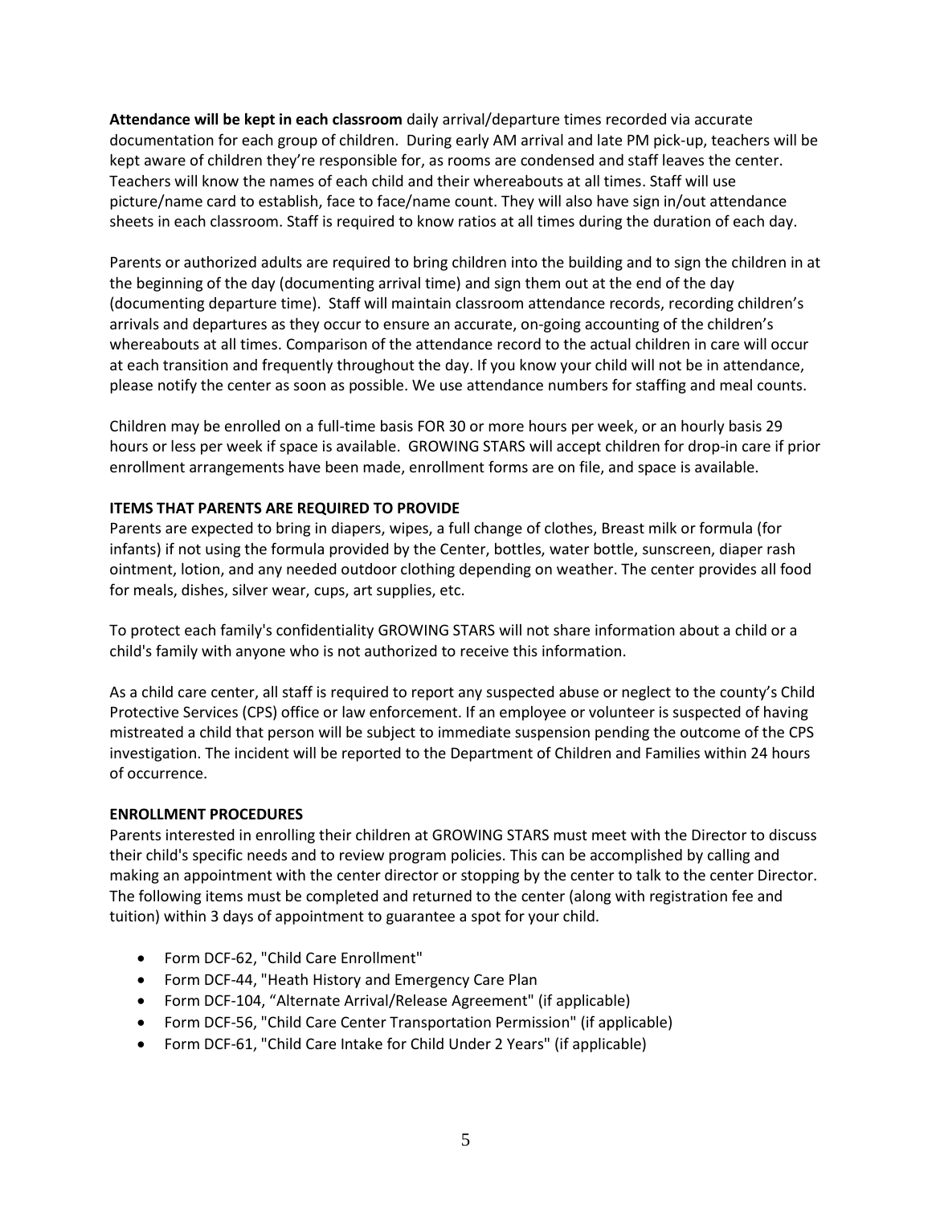**Attendance will be kept in each classroom** daily arrival/departure times recorded via accurate documentation for each group of children. During early AM arrival and late PM pick-up, teachers will be kept aware of children they're responsible for, as rooms are condensed and staff leaves the center. Teachers will know the names of each child and their whereabouts at all times. Staff will use picture/name card to establish, face to face/name count. They will also have sign in/out attendance sheets in each classroom. Staff is required to know ratios at all times during the duration of each day.

Parents or authorized adults are required to bring children into the building and to sign the children in at the beginning of the day (documenting arrival time) and sign them out at the end of the day (documenting departure time). Staff will maintain classroom attendance records, recording children's arrivals and departures as they occur to ensure an accurate, on-going accounting of the children's whereabouts at all times. Comparison of the attendance record to the actual children in care will occur at each transition and frequently throughout the day. If you know your child will not be in attendance, please notify the center as soon as possible. We use attendance numbers for staffing and meal counts.

Children may be enrolled on a full-time basis FOR 30 or more hours per week, or an hourly basis 29 hours or less per week if space is available. GROWING STARS will accept children for drop-in care if prior enrollment arrangements have been made, enrollment forms are on file, and space is available.

**ITEMS THAT PARENTS ARE REQUIRED TO PROVIDE**

Parents are expected to bring in diapers, wipes, a full change of clothes, Breast milk or formula (for infants) if not using the formula provided by the Center, bottles, water bottle, sunscreen, diaper rash ointment, lotion, and any needed outdoor clothing depending on weather. The center provides all food for meals, dishes, silver wear, cups, art supplies, etc.

To protect each family's confidentiality GROWING STARS will not share information about a child or a child's family with anyone who is not authorized to receive this information.

As a child care center, all staff is required to report any suspected abuse or neglect to the county's Child Protective Services (CPS) office or law enforcement. If an employee or volunteer is suspected of having mistreated a child that person will be subject to immediate suspension pending the outcome of the CPS investigation. The incident will be reported to the Department of Children and Families within 24 hours of occurrence.

**ENROLLMENT PROCEDURES**

Parents interested in enrolling their children at GROWING STARS must meet with the Director to discuss their child's specific needs and to review program policies. This can be accomplished by calling and making an appointment with the center director or stopping by the center to talk to the center Director. The following items must be completed and returned to the center (along with registration fee and tuition) within 3 days of appointment to guarantee a spot for your child.

- Form DCF-62, "Child Care Enrollment"
- Form DCF-44, "Heath History and Emergency Care Plan
- Form DCF-104, "Alternate Arrival/Release Agreement" (if applicable)
- Form DCF-56, "Child Care Center Transportation Permission" (if applicable)
- Form DCF-61, "Child Care Intake for Child Under 2 Years" (if applicable)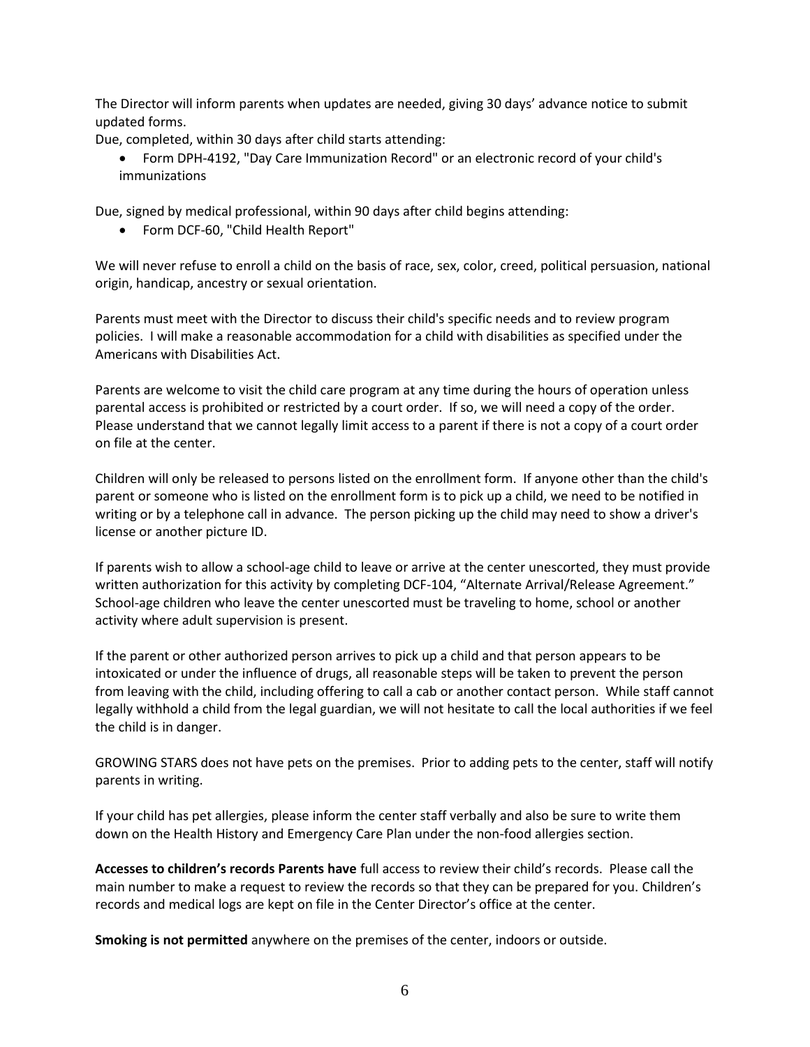The Director will inform parents when updates are needed, giving 30 days' advance notice to submit updated forms.

Due, completed, within 30 days after child starts attending:

- Form DPH-4192, "Day Care Immunization Record" or an electronic record of your child's immunizations

Due, signed by medical professional, within 90 days after child begins attending:

- Form DCF-60, "Child Health Report"

We will never refuse to enroll a child on the basis of race, sex, color, creed, political persuasion, national origin, handicap, ancestry or sexual orientation.

Parents must meet with the Director to discuss their child's specific needs and to review program policies. I will make a reasonable accommodation for a child with disabilities as specified under the Americans with Disabilities Act.

Parents are welcome to visit the child care program at any time during the hours of operation unless parental access is prohibited or restricted by a court order. If so, we will need a copy of the order. Please understand that we cannot legally limit access to a parent if there is not a copy of a court order on file at the center.

Children will only be released to persons listed on the enrollment form. If anyone other than the child's parent or someone who is listed on the enrollment form is to pick up a child, we need to be notified in writing or by a telephone call in advance. The person picking up the child may need to show a driver's license or another picture ID.

If parents wish to allow a school-age child to leave or arrive at the center unescorted, they must provide written authorization for this activity by completing DCF-104, "Alternate Arrival/Release Agreement." School-age children who leave the center unescorted must be traveling to home, school or another activity where adult supervision is present.

If the parent or other authorized person arrives to pick up a child and that person appears to be intoxicated or under the influence of drugs, all reasonable steps will be taken to prevent the person from leaving with the child, including offering to call a cab or another contact person. While staff cannot legally withhold a child from the legal guardian, we will not hesitate to call the local authorities if we feel the child is in danger.

GROWING STARS does not have pets on the premises. Prior to adding pets to the center, staff will notify parents in writing.

If your child has pet allergies, please inform the center staff verbally and also be sure to write them down on the Health History and Emergency Care Plan under the non-food allergies section.

**Accesses to children's records Parents have** full access to review their child's records. Please call the main number to make a request to review the records so that they can be prepared for you. Children's records and medical logs are kept on file in the Center Director's office at the center.

**Smoking is not permitted** anywhere on the premises of the center, indoors or outside.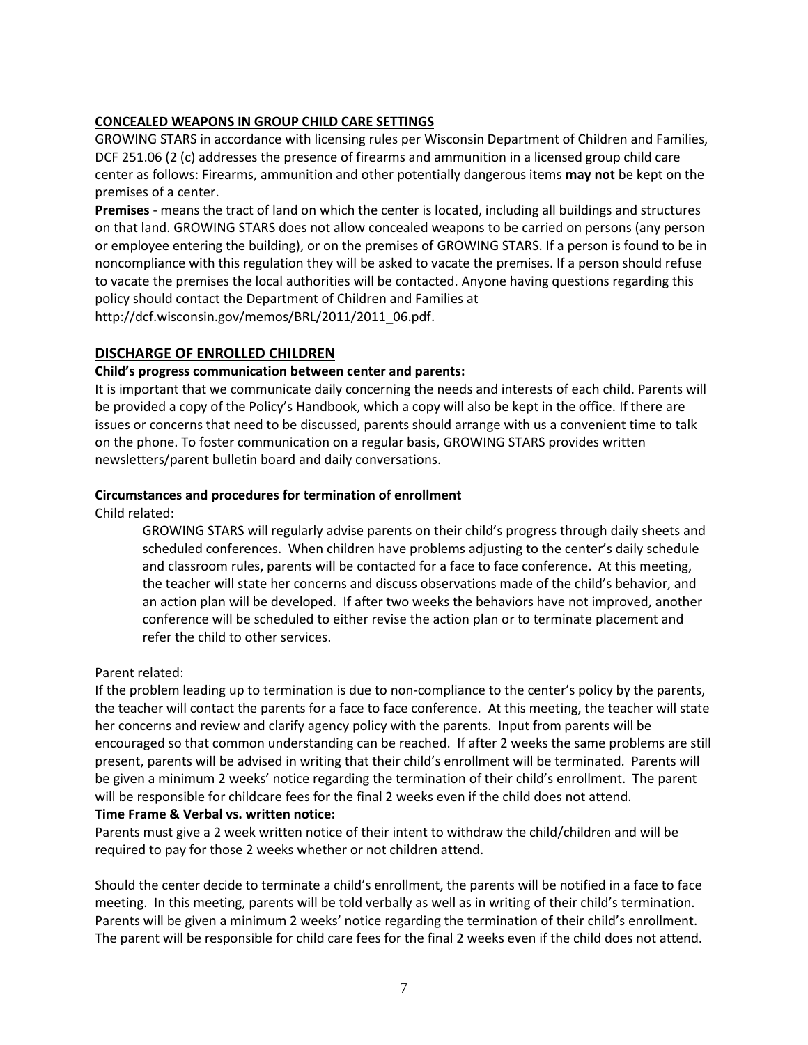## CONCEALED WEAPONS IN GROUP CHILD CARE SETTINGS

GROWING STARS in accordance with licensing rules per Wisconsin Department of Children and Families, DCF 251.06 (2 (c) addresses the presence of firearms and ammunition in a licensed group child care center as follows: Firearms, ammunition and other potentially dangerous items **may not** be kept on the premises of a center.

**Premises** - means the tract of land on which the center is located, including all buildings and structures on that land. GROWING STARS does not allow concealed weapons to be carried on persons (any person or employee entering the building), or on the premises of GROWING STARS. If a person is found to be in noncompliance with this regulation they will be asked to vacate the premises. If a person should refuse to vacate the premises the local authorities will be contacted. Anyone having questions regarding this policy should contact the Department of Children and Families at http://dcf.wisconsin.gov/memos/BRL/2011/2011_06.pdf.

## DISCHARGE OF ENROLLED CHILDREN

**Child's progress communication between center and parents:**

It is important that we communicate daily concerning the needs and interests of each child. Parents will be provided a copy of the Policy's Handbook, which a copy will also be kept in the office. If there are issues or concerns that need to be discussed, parents should arrange with us a convenient time to talk on the phone. To foster communication on a regular basis, GROWING STARS provides written newsletters/parent bulletin board and daily conversations.

**Circumstances and procedures for termination of enrollment**

Child related:

> GROWING STARS will regularly advise parents on their child's progress through daily sheets and scheduled conferences. When children have problems adjusting to the center's daily schedule and classroom rules, parents will be contacted for a face to face conference. At this meeting, the teacher will state her concerns and discuss observations made of the child's behavior, and an action plan will be developed. If after two weeks the behaviors have not improved, another conference will be scheduled to either revise the action plan or to terminate placement and refer the child to other services.

Parent related:

If the problem leading up to termination is due to non-compliance to the center's policy by the parents, the teacher will contact the parents for a face to face conference. At this meeting, the teacher will state her concerns and review and clarify agency policy with the parents. Input from parents will be encouraged so that common understanding can be reached. If after 2 weeks the same problems are still present, parents will be advised in writing that their child's enrollment will be terminated. Parents will be given a minimum 2 weeks' notice regarding the termination of their child's enrollment. The parent will be responsible for childcare fees for the final 2 weeks even if the child does not attend.

**Time Frame & Verbal vs. written notice:**

Parents must give a 2 week written notice of their intent to withdraw the child/children and will be required to pay for those 2 weeks whether or not children attend.

Should the center decide to terminate a child's enrollment, the parents will be notified in a face to face meeting. In this meeting, parents will be told verbally as well as in writing of their child's termination. Parents will be given a minimum 2 weeks' notice regarding the termination of their child's enrollment. The parent will be responsible for child care fees for the final 2 weeks even if the child does not attend.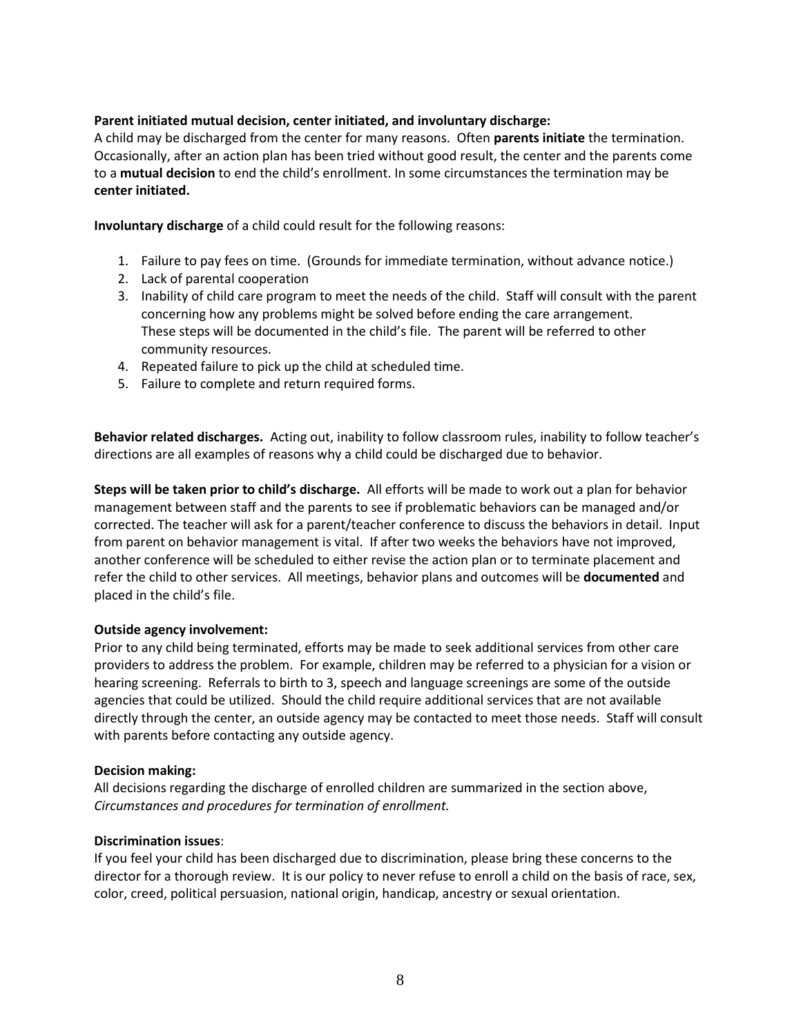**Parent initiated mutual decision, center initiated, and involuntary discharge:**
A child may be discharged from the center for many reasons. Often **parents initiate** the termination. Occasionally, after an action plan has been tried without good result, the center and the parents come to a **mutual decision** to end the child's enrollment. In some circumstances the termination may be **center initiated.**

**Involuntary discharge** of a child could result for the following reasons:

1. Failure to pay fees on time. (Grounds for immediate termination, without advance notice.)
2. Lack of parental cooperation
3. Inability of child care program to meet the needs of the child. Staff will consult with the parent concerning how any problems might be solved before ending the care arrangement. These steps will be documented in the child's file. The parent will be referred to other community resources.
4. Repeated failure to pick up the child at scheduled time.
5. Failure to complete and return required forms.

**Behavior related discharges.** Acting out, inability to follow classroom rules, inability to follow teacher's directions are all examples of reasons why a child could be discharged due to behavior.

**Steps will be taken prior to child's discharge.** All efforts will be made to work out a plan for behavior management between staff and the parents to see if problematic behaviors can be managed and/or corrected. The teacher will ask for a parent/teacher conference to discuss the behaviors in detail. Input from parent on behavior management is vital. If after two weeks the behaviors have not improved, another conference will be scheduled to either revise the action plan or to terminate placement and refer the child to other services. All meetings, behavior plans and outcomes will be **documented** and placed in the child's file.

**Outside agency involvement:**
Prior to any child being terminated, efforts may be made to seek additional services from other care providers to address the problem. For example, children may be referred to a physician for a vision or hearing screening. Referrals to birth to 3, speech and language screenings are some of the outside agencies that could be utilized. Should the child require additional services that are not available directly through the center, an outside agency may be contacted to meet those needs. Staff will consult with parents before contacting any outside agency.

**Decision making:**
All decisions regarding the discharge of enrolled children are summarized in the section above, *Circumstances and procedures for termination of enrollment.*

**Discrimination issues**:
If you feel your child has been discharged due to discrimination, please bring these concerns to the director for a thorough review. It is our policy to never refuse to enroll a child on the basis of race, sex, color, creed, political persuasion, national origin, handicap, ancestry or sexual orientation.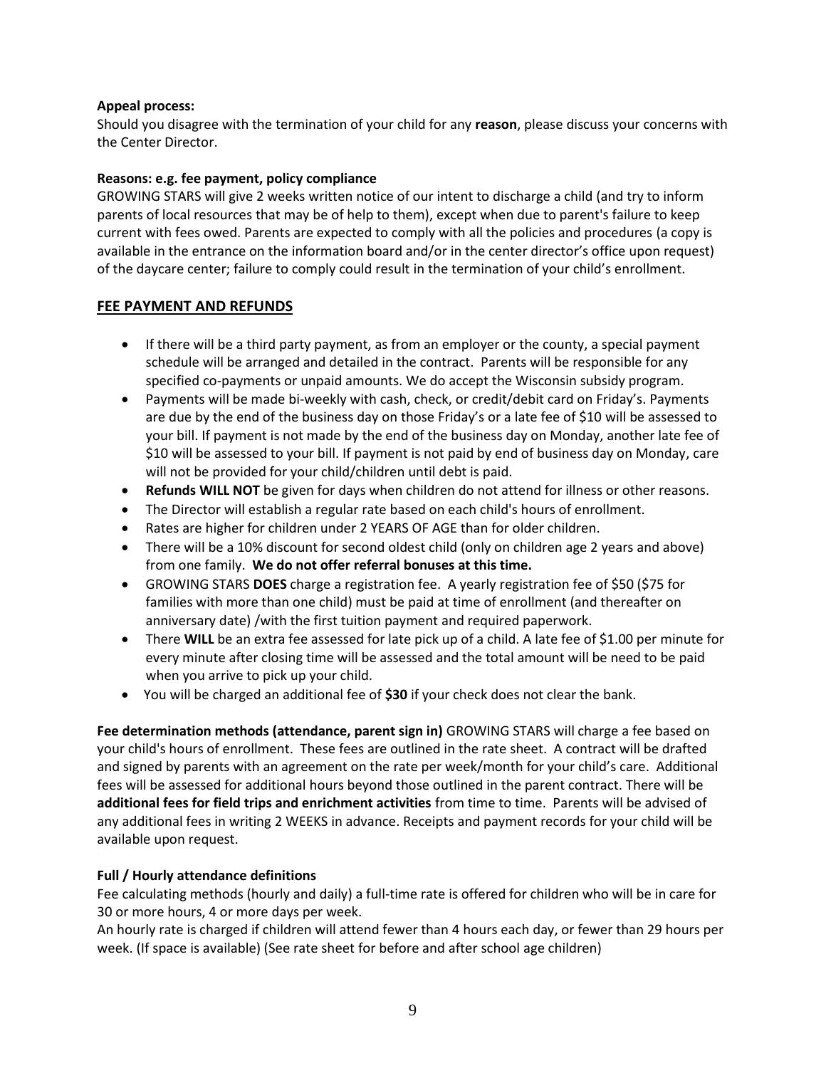**Appeal process:**
Should you disagree with the termination of your child for any **reason**, please discuss your concerns with the Center Director.

**Reasons: e.g. fee payment, policy compliance**
GROWING STARS will give 2 weeks written notice of our intent to discharge a child (and try to inform parents of local resources that may be of help to them), except when due to parent's failure to keep current with fees owed. Parents are expected to comply with all the policies and procedures (a copy is available in the entrance on the information board and/or in the center director's office upon request) of the daycare center; failure to comply could result in the termination of your child's enrollment.

## FEE PAYMENT AND REFUNDS

- If there will be a third party payment, as from an employer or the county, a special payment schedule will be arranged and detailed in the contract. Parents will be responsible for any specified co-payments or unpaid amounts. We do accept the Wisconsin subsidy program.
- Payments will be made bi-weekly with cash, check, or credit/debit card on Friday's. Payments are due by the end of the business day on those Friday's or a late fee of $10 will be assessed to your bill. If payment is not made by the end of the business day on Monday, another late fee of $10 will be assessed to your bill. If payment is not paid by end of business day on Monday, care will not be provided for your child/children until debt is paid.
- **Refunds WILL NOT** be given for days when children do not attend for illness or other reasons.
- The Director will establish a regular rate based on each child's hours of enrollment.
- Rates are higher for children under 2 YEARS OF AGE than for older children.
- There will be a 10% discount for second oldest child (only on children age 2 years and above) from one family. **We do not offer referral bonuses at this time.**
- GROWING STARS **DOES** charge a registration fee. A yearly registration fee of $50 ($75 for families with more than one child) must be paid at time of enrollment (and thereafter on anniversary date) /with the first tuition payment and required paperwork.
- There **WILL** be an extra fee assessed for late pick up of a child. A late fee of $1.00 per minute for every minute after closing time will be assessed and the total amount will be need to be paid when you arrive to pick up your child.
- You will be charged an additional fee of **$30** if your check does not clear the bank.

**Fee determination methods (attendance, parent sign in)** GROWING STARS will charge a fee based on your child's hours of enrollment. These fees are outlined in the rate sheet. A contract will be drafted and signed by parents with an agreement on the rate per week/month for your child's care. Additional fees will be assessed for additional hours beyond those outlined in the parent contract. There will be **additional fees for field trips and enrichment activities** from time to time. Parents will be advised of any additional fees in writing 2 WEEKS in advance. Receipts and payment records for your child will be available upon request.

**Full / Hourly attendance definitions**
Fee calculating methods (hourly and daily) a full-time rate is offered for children who will be in care for 30 or more hours, 4 or more days per week.
An hourly rate is charged if children will attend fewer than 4 hours each day, or fewer than 29 hours per week. (If space is available) (See rate sheet for before and after school age children)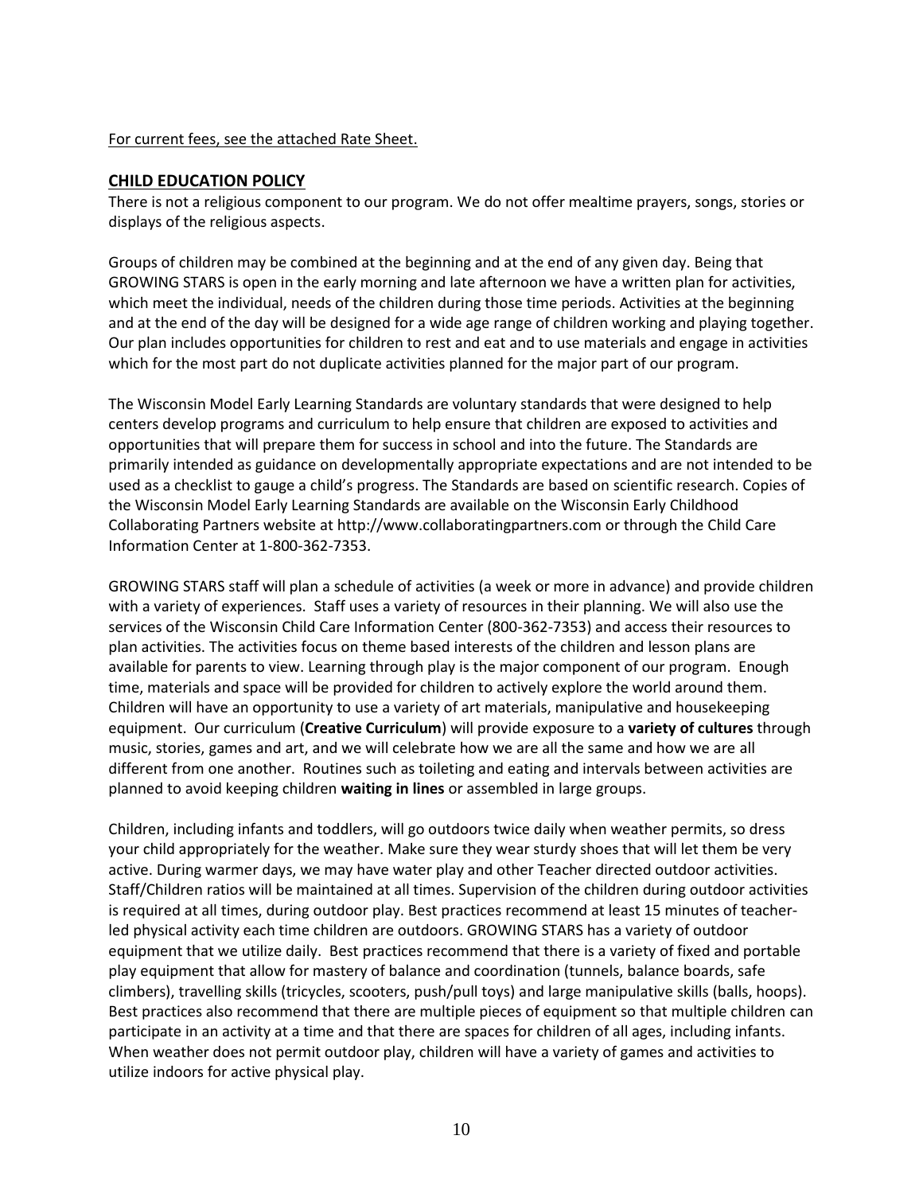For current fees, see the attached Rate Sheet.

## CHILD EDUCATION POLICY

There is not a religious component to our program. We do not offer mealtime prayers, songs, stories or displays of the religious aspects.

Groups of children may be combined at the beginning and at the end of any given day. Being that GROWING STARS is open in the early morning and late afternoon we have a written plan for activities, which meet the individual, needs of the children during those time periods. Activities at the beginning and at the end of the day will be designed for a wide age range of children working and playing together. Our plan includes opportunities for children to rest and eat and to use materials and engage in activities which for the most part do not duplicate activities planned for the major part of our program.

The Wisconsin Model Early Learning Standards are voluntary standards that were designed to help centers develop programs and curriculum to help ensure that children are exposed to activities and opportunities that will prepare them for success in school and into the future. The Standards are primarily intended as guidance on developmentally appropriate expectations and are not intended to be used as a checklist to gauge a child's progress. The Standards are based on scientific research. Copies of the Wisconsin Model Early Learning Standards are available on the Wisconsin Early Childhood Collaborating Partners website at http://www.collaboratingpartners.com or through the Child Care Information Center at 1-800-362-7353.

GROWING STARS staff will plan a schedule of activities (a week or more in advance) and provide children with a variety of experiences. Staff uses a variety of resources in their planning. We will also use the services of the Wisconsin Child Care Information Center (800-362-7353) and access their resources to plan activities. The activities focus on theme based interests of the children and lesson plans are available for parents to view. Learning through play is the major component of our program. Enough time, materials and space will be provided for children to actively explore the world around them. Children will have an opportunity to use a variety of art materials, manipulative and housekeeping equipment. Our curriculum (**Creative Curriculum**) will provide exposure to a **variety of cultures** through music, stories, games and art, and we will celebrate how we are all the same and how we are all different from one another. Routines such as toileting and eating and intervals between activities are planned to avoid keeping children **waiting in lines** or assembled in large groups.

Children, including infants and toddlers, will go outdoors twice daily when weather permits, so dress your child appropriately for the weather. Make sure they wear sturdy shoes that will let them be very active. During warmer days, we may have water play and other Teacher directed outdoor activities. Staff/Children ratios will be maintained at all times. Supervision of the children during outdoor activities is required at all times, during outdoor play. Best practices recommend at least 15 minutes of teacher-led physical activity each time children are outdoors. GROWING STARS has a variety of outdoor equipment that we utilize daily. Best practices recommend that there is a variety of fixed and portable play equipment that allow for mastery of balance and coordination (tunnels, balance boards, safe climbers), travelling skills (tricycles, scooters, push/pull toys) and large manipulative skills (balls, hoops). Best practices also recommend that there are multiple pieces of equipment so that multiple children can participate in an activity at a time and that there are spaces for children of all ages, including infants. When weather does not permit outdoor play, children will have a variety of games and activities to utilize indoors for active physical play.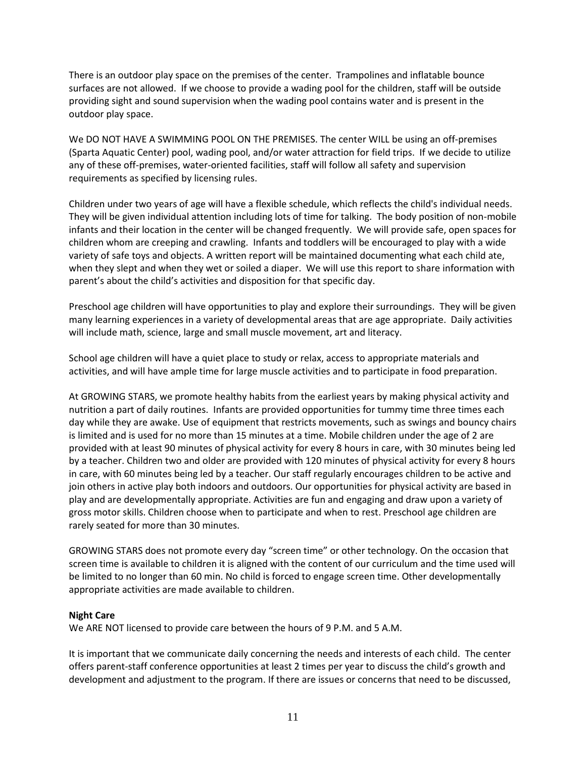There is an outdoor play space on the premises of the center. Trampolines and inflatable bounce surfaces are not allowed. If we choose to provide a wading pool for the children, staff will be outside providing sight and sound supervision when the wading pool contains water and is present in the outdoor play space.

We DO NOT HAVE A SWIMMING POOL ON THE PREMISES. The center WILL be using an off-premises (Sparta Aquatic Center) pool, wading pool, and/or water attraction for field trips. If we decide to utilize any of these off-premises, water-oriented facilities, staff will follow all safety and supervision requirements as specified by licensing rules.

Children under two years of age will have a flexible schedule, which reflects the child's individual needs. They will be given individual attention including lots of time for talking. The body position of non-mobile infants and their location in the center will be changed frequently. We will provide safe, open spaces for children whom are creeping and crawling. Infants and toddlers will be encouraged to play with a wide variety of safe toys and objects. A written report will be maintained documenting what each child ate, when they slept and when they wet or soiled a diaper. We will use this report to share information with parent's about the child's activities and disposition for that specific day.

Preschool age children will have opportunities to play and explore their surroundings. They will be given many learning experiences in a variety of developmental areas that are age appropriate. Daily activities will include math, science, large and small muscle movement, art and literacy.

School age children will have a quiet place to study or relax, access to appropriate materials and activities, and will have ample time for large muscle activities and to participate in food preparation.

At GROWING STARS, we promote healthy habits from the earliest years by making physical activity and nutrition a part of daily routines. Infants are provided opportunities for tummy time three times each day while they are awake. Use of equipment that restricts movements, such as swings and bouncy chairs is limited and is used for no more than 15 minutes at a time. Mobile children under the age of 2 are provided with at least 90 minutes of physical activity for every 8 hours in care, with 30 minutes being led by a teacher. Children two and older are provided with 120 minutes of physical activity for every 8 hours in care, with 60 minutes being led by a teacher. Our staff regularly encourages children to be active and join others in active play both indoors and outdoors. Our opportunities for physical activity are based in play and are developmentally appropriate. Activities are fun and engaging and draw upon a variety of gross motor skills. Children choose when to participate and when to rest. Preschool age children are rarely seated for more than 30 minutes.

GROWING STARS does not promote every day "screen time" or other technology. On the occasion that screen time is available to children it is aligned with the content of our curriculum and the time used will be limited to no longer than 60 min. No child is forced to engage screen time. Other developmentally appropriate activities are made available to children.

**Night Care**

We ARE NOT licensed to provide care between the hours of 9 P.M. and 5 A.M.

It is important that we communicate daily concerning the needs and interests of each child. The center offers parent-staff conference opportunities at least 2 times per year to discuss the child's growth and development and adjustment to the program. If there are issues or concerns that need to be discussed,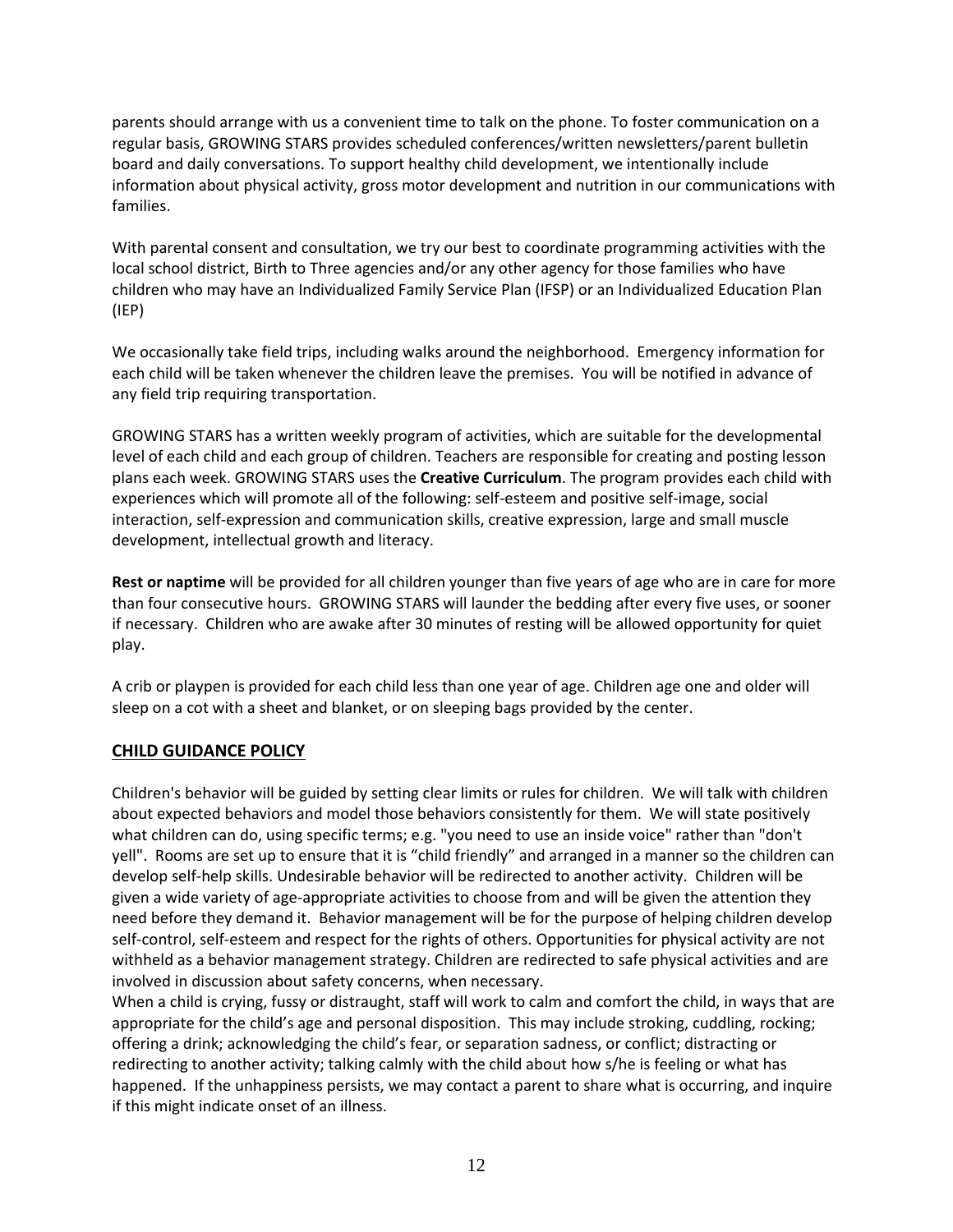parents should arrange with us a convenient time to talk on the phone. To foster communication on a regular basis, GROWING STARS provides scheduled conferences/written newsletters/parent bulletin board and daily conversations. To support healthy child development, we intentionally include information about physical activity, gross motor development and nutrition in our communications with families.

With parental consent and consultation, we try our best to coordinate programming activities with the local school district, Birth to Three agencies and/or any other agency for those families who have children who may have an Individualized Family Service Plan (IFSP) or an Individualized Education Plan (IEP)

We occasionally take field trips, including walks around the neighborhood. Emergency information for each child will be taken whenever the children leave the premises. You will be notified in advance of any field trip requiring transportation.

GROWING STARS has a written weekly program of activities, which are suitable for the developmental level of each child and each group of children. Teachers are responsible for creating and posting lesson plans each week. GROWING STARS uses the **Creative Curriculum**. The program provides each child with experiences which will promote all of the following: self-esteem and positive self-image, social interaction, self-expression and communication skills, creative expression, large and small muscle development, intellectual growth and literacy.

**Rest or naptime** will be provided for all children younger than five years of age who are in care for more than four consecutive hours. GROWING STARS will launder the bedding after every five uses, or sooner if necessary. Children who are awake after 30 minutes of resting will be allowed opportunity for quiet play.

A crib or playpen is provided for each child less than one year of age. Children age one and older will sleep on a cot with a sheet and blanket, or on sleeping bags provided by the center.

## CHILD GUIDANCE POLICY

Children's behavior will be guided by setting clear limits or rules for children. We will talk with children about expected behaviors and model those behaviors consistently for them. We will state positively what children can do, using specific terms; e.g. "you need to use an inside voice" rather than "don't yell". Rooms are set up to ensure that it is "child friendly" and arranged in a manner so the children can develop self-help skills. Undesirable behavior will be redirected to another activity. Children will be given a wide variety of age-appropriate activities to choose from and will be given the attention they need before they demand it. Behavior management will be for the purpose of helping children develop self-control, self-esteem and respect for the rights of others. Opportunities for physical activity are not withheld as a behavior management strategy. Children are redirected to safe physical activities and are involved in discussion about safety concerns, when necessary.
When a child is crying, fussy or distraught, staff will work to calm and comfort the child, in ways that are appropriate for the child's age and personal disposition. This may include stroking, cuddling, rocking; offering a drink; acknowledging the child's fear, or separation sadness, or conflict; distracting or redirecting to another activity; talking calmly with the child about how s/he is feeling or what has happened. If the unhappiness persists, we may contact a parent to share what is occurring, and inquire if this might indicate onset of an illness.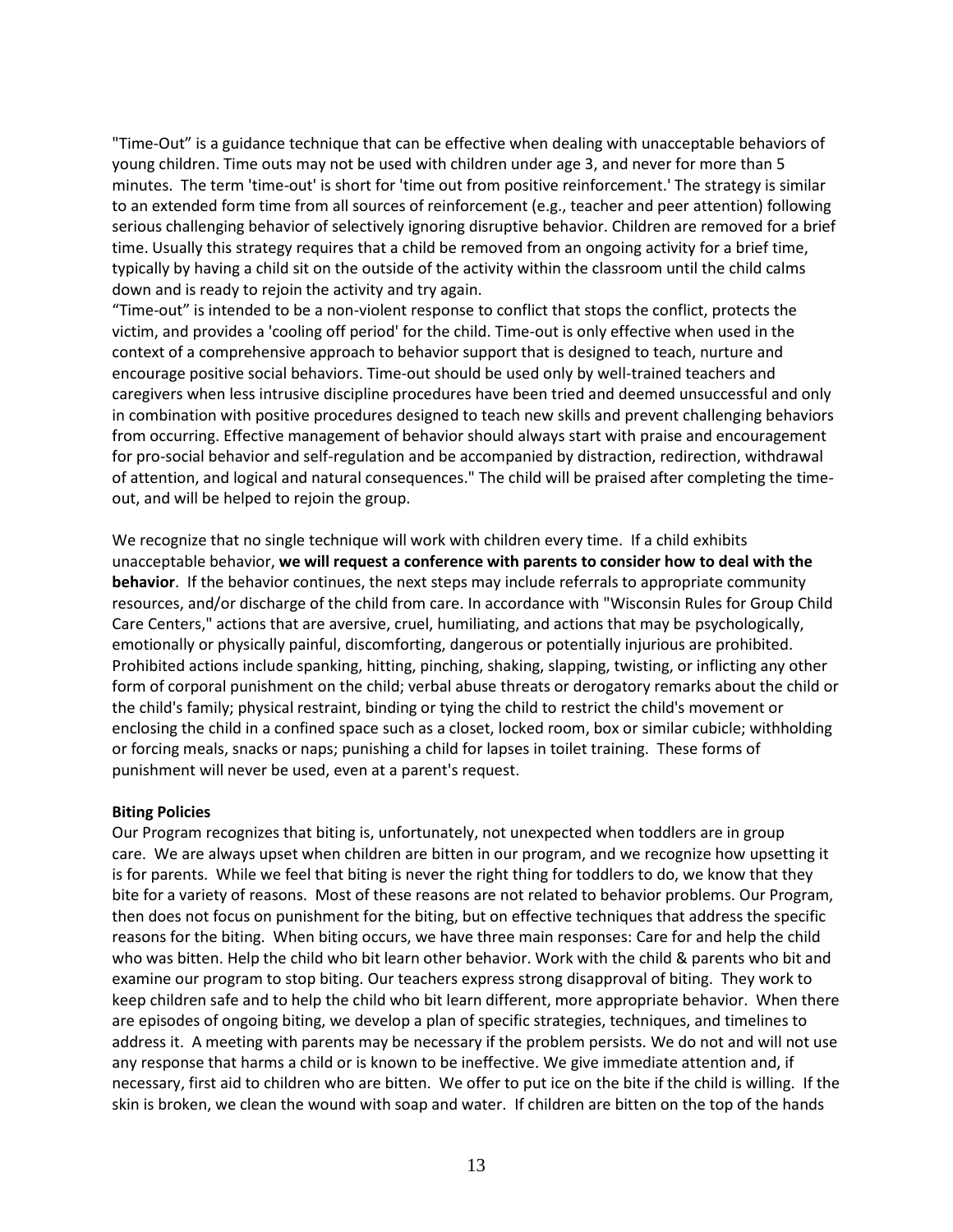"Time-Out" is a guidance technique that can be effective when dealing with unacceptable behaviors of young children. Time outs may not be used with children under age 3, and never for more than 5 minutes. The term 'time-out' is short for 'time out from positive reinforcement.' The strategy is similar to an extended form time from all sources of reinforcement (e.g., teacher and peer attention) following serious challenging behavior of selectively ignoring disruptive behavior. Children are removed for a brief time. Usually this strategy requires that a child be removed from an ongoing activity for a brief time, typically by having a child sit on the outside of the activity within the classroom until the child calms down and is ready to rejoin the activity and try again.

"Time-out" is intended to be a non-violent response to conflict that stops the conflict, protects the victim, and provides a 'cooling off period' for the child. Time-out is only effective when used in the context of a comprehensive approach to behavior support that is designed to teach, nurture and encourage positive social behaviors. Time-out should be used only by well-trained teachers and caregivers when less intrusive discipline procedures have been tried and deemed unsuccessful and only in combination with positive procedures designed to teach new skills and prevent challenging behaviors from occurring. Effective management of behavior should always start with praise and encouragement for pro-social behavior and self-regulation and be accompanied by distraction, redirection, withdrawal of attention, and logical and natural consequences." The child will be praised after completing the time-out, and will be helped to rejoin the group.

We recognize that no single technique will work with children every time. If a child exhibits unacceptable behavior, **we will request a conference with parents to consider how to deal with the behavior**. If the behavior continues, the next steps may include referrals to appropriate community resources, and/or discharge of the child from care. In accordance with "Wisconsin Rules for Group Child Care Centers," actions that are aversive, cruel, humiliating, and actions that may be psychologically, emotionally or physically painful, discomforting, dangerous or potentially injurious are prohibited. Prohibited actions include spanking, hitting, pinching, shaking, slapping, twisting, or inflicting any other form of corporal punishment on the child; verbal abuse threats or derogatory remarks about the child or the child's family; physical restraint, binding or tying the child to restrict the child's movement or enclosing the child in a confined space such as a closet, locked room, box or similar cubicle; withholding or forcing meals, snacks or naps; punishing a child for lapses in toilet training. These forms of punishment will never be used, even at a parent's request.

**Biting Policies**

Our Program recognizes that biting is, unfortunately, not unexpected when toddlers are in group care. We are always upset when children are bitten in our program, and we recognize how upsetting it is for parents. While we feel that biting is never the right thing for toddlers to do, we know that they bite for a variety of reasons. Most of these reasons are not related to behavior problems. Our Program, then does not focus on punishment for the biting, but on effective techniques that address the specific reasons for the biting. When biting occurs, we have three main responses: Care for and help the child who was bitten. Help the child who bit learn other behavior. Work with the child & parents who bit and examine our program to stop biting. Our teachers express strong disapproval of biting. They work to keep children safe and to help the child who bit learn different, more appropriate behavior. When there are episodes of ongoing biting, we develop a plan of specific strategies, techniques, and timelines to address it. A meeting with parents may be necessary if the problem persists. We do not and will not use any response that harms a child or is known to be ineffective. We give immediate attention and, if necessary, first aid to children who are bitten. We offer to put ice on the bite if the child is willing. If the skin is broken, we clean the wound with soap and water. If children are bitten on the top of the hands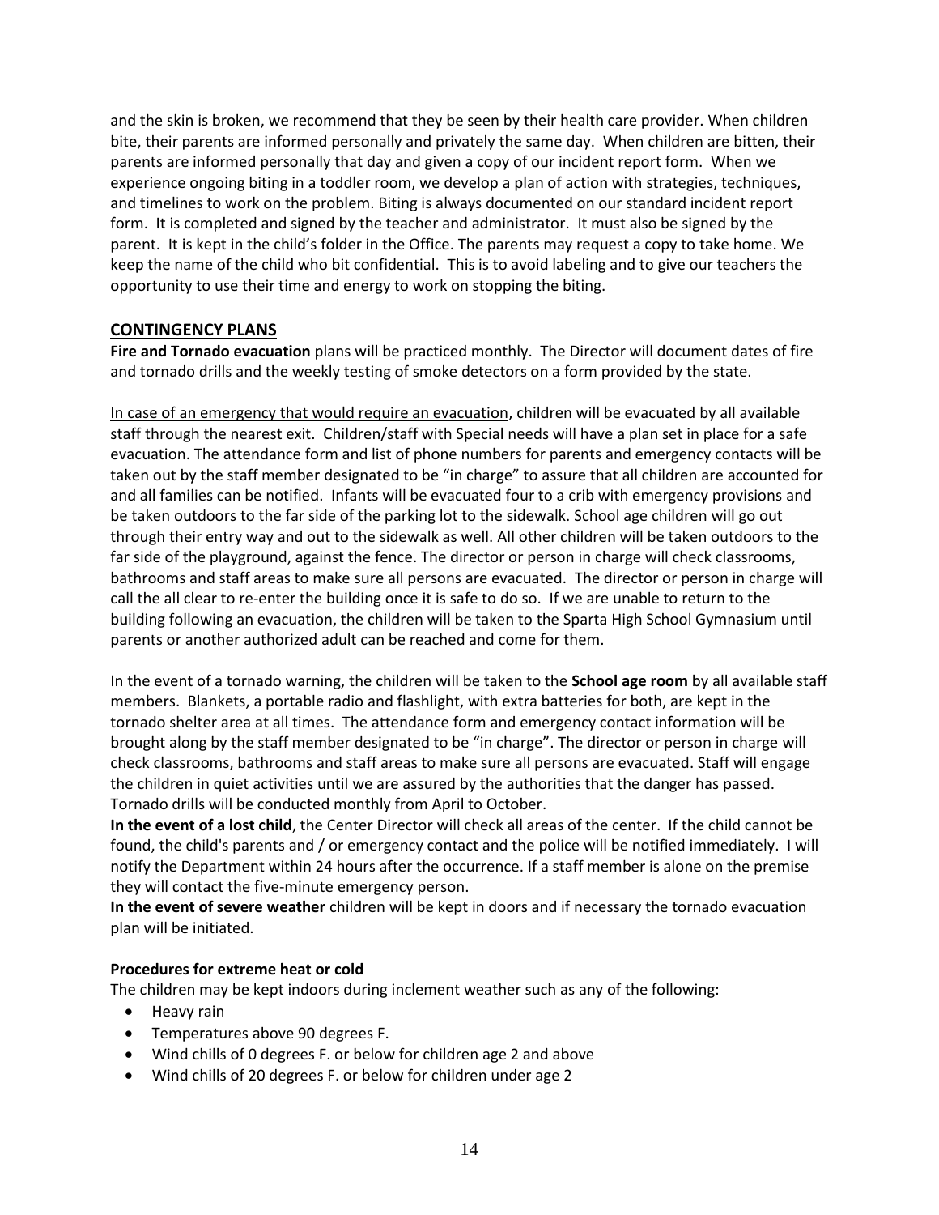and the skin is broken, we recommend that they be seen by their health care provider. When children bite, their parents are informed personally and privately the same day. When children are bitten, their parents are informed personally that day and given a copy of our incident report form. When we experience ongoing biting in a toddler room, we develop a plan of action with strategies, techniques, and timelines to work on the problem. Biting is always documented on our standard incident report form. It is completed and signed by the teacher and administrator. It must also be signed by the parent. It is kept in the child's folder in the Office. The parents may request a copy to take home. We keep the name of the child who bit confidential. This is to avoid labeling and to give our teachers the opportunity to use their time and energy to work on stopping the biting.

## CONTINGENCY PLANS

**Fire and Tornado evacuation** plans will be practiced monthly. The Director will document dates of fire and tornado drills and the weekly testing of smoke detectors on a form provided by the state.

In case of an emergency that would require an evacuation, children will be evacuated by all available staff through the nearest exit. Children/staff with Special needs will have a plan set in place for a safe evacuation. The attendance form and list of phone numbers for parents and emergency contacts will be taken out by the staff member designated to be "in charge" to assure that all children are accounted for and all families can be notified. Infants will be evacuated four to a crib with emergency provisions and be taken outdoors to the far side of the parking lot to the sidewalk. School age children will go out through their entry way and out to the sidewalk as well. All other children will be taken outdoors to the far side of the playground, against the fence. The director or person in charge will check classrooms, bathrooms and staff areas to make sure all persons are evacuated. The director or person in charge will call the all clear to re-enter the building once it is safe to do so. If we are unable to return to the building following an evacuation, the children will be taken to the Sparta High School Gymnasium until parents or another authorized adult can be reached and come for them.

In the event of a tornado warning, the children will be taken to the **School age room** by all available staff members. Blankets, a portable radio and flashlight, with extra batteries for both, are kept in the tornado shelter area at all times. The attendance form and emergency contact information will be brought along by the staff member designated to be "in charge". The director or person in charge will check classrooms, bathrooms and staff areas to make sure all persons are evacuated. Staff will engage the children in quiet activities until we are assured by the authorities that the danger has passed. Tornado drills will be conducted monthly from April to October.

**In the event of a lost child**, the Center Director will check all areas of the center. If the child cannot be found, the child's parents and / or emergency contact and the police will be notified immediately. I will notify the Department within 24 hours after the occurrence. If a staff member is alone on the premise they will contact the five-minute emergency person.

**In the event of severe weather** children will be kept in doors and if necessary the tornado evacuation plan will be initiated.

**Procedures for extreme heat or cold**

The children may be kept indoors during inclement weather such as any of the following:

- Heavy rain
- Temperatures above 90 degrees F.
- Wind chills of 0 degrees F. or below for children age 2 and above
- Wind chills of 20 degrees F. or below for children under age 2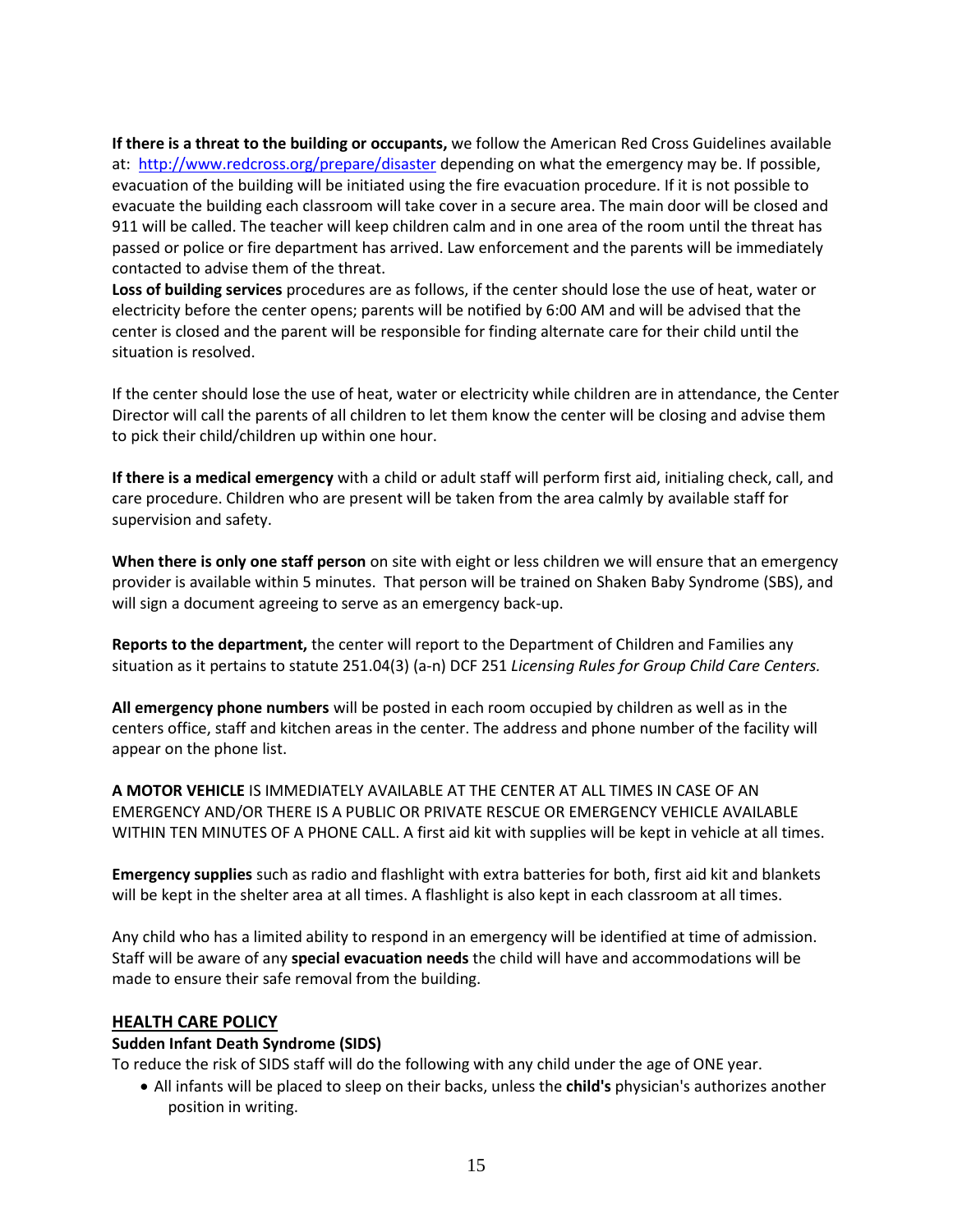**If there is a threat to the building or occupants,** we follow the American Red Cross Guidelines available at: http://www.redcross.org/prepare/disaster depending on what the emergency may be. If possible, evacuation of the building will be initiated using the fire evacuation procedure. If it is not possible to evacuate the building each classroom will take cover in a secure area. The main door will be closed and 911 will be called. The teacher will keep children calm and in one area of the room until the threat has passed or police or fire department has arrived. Law enforcement and the parents will be immediately contacted to advise them of the threat.

**Loss of building services** procedures are as follows, if the center should lose the use of heat, water or electricity before the center opens; parents will be notified by 6:00 AM and will be advised that the center is closed and the parent will be responsible for finding alternate care for their child until the situation is resolved.

If the center should lose the use of heat, water or electricity while children are in attendance, the Center Director will call the parents of all children to let them know the center will be closing and advise them to pick their child/children up within one hour.

**If there is a medical emergency** with a child or adult staff will perform first aid, initialing check, call, and care procedure. Children who are present will be taken from the area calmly by available staff for supervision and safety.

**When there is only one staff person** on site with eight or less children we will ensure that an emergency provider is available within 5 minutes. That person will be trained on Shaken Baby Syndrome (SBS), and will sign a document agreeing to serve as an emergency back-up.

**Reports to the department,** the center will report to the Department of Children and Families any situation as it pertains to statute 251.04(3) (a-n) DCF 251 *Licensing Rules for Group Child Care Centers.*

**All emergency phone numbers** will be posted in each room occupied by children as well as in the centers office, staff and kitchen areas in the center. The address and phone number of the facility will appear on the phone list.

**A MOTOR VEHICLE** IS IMMEDIATELY AVAILABLE AT THE CENTER AT ALL TIMES IN CASE OF AN EMERGENCY AND/OR THERE IS A PUBLIC OR PRIVATE RESCUE OR EMERGENCY VEHICLE AVAILABLE WITHIN TEN MINUTES OF A PHONE CALL. A first aid kit with supplies will be kept in vehicle at all times.

**Emergency supplies** such as radio and flashlight with extra batteries for both, first aid kit and blankets will be kept in the shelter area at all times. A flashlight is also kept in each classroom at all times.

Any child who has a limited ability to respond in an emergency will be identified at time of admission. Staff will be aware of any **special evacuation needs** the child will have and accommodations will be made to ensure their safe removal from the building.

## HEALTH CARE POLICY

### Sudden Infant Death Syndrome (SIDS)

To reduce the risk of SIDS staff will do the following with any child under the age of ONE year.

- All infants will be placed to sleep on their backs, unless the **child's** physician's authorizes another position in writing.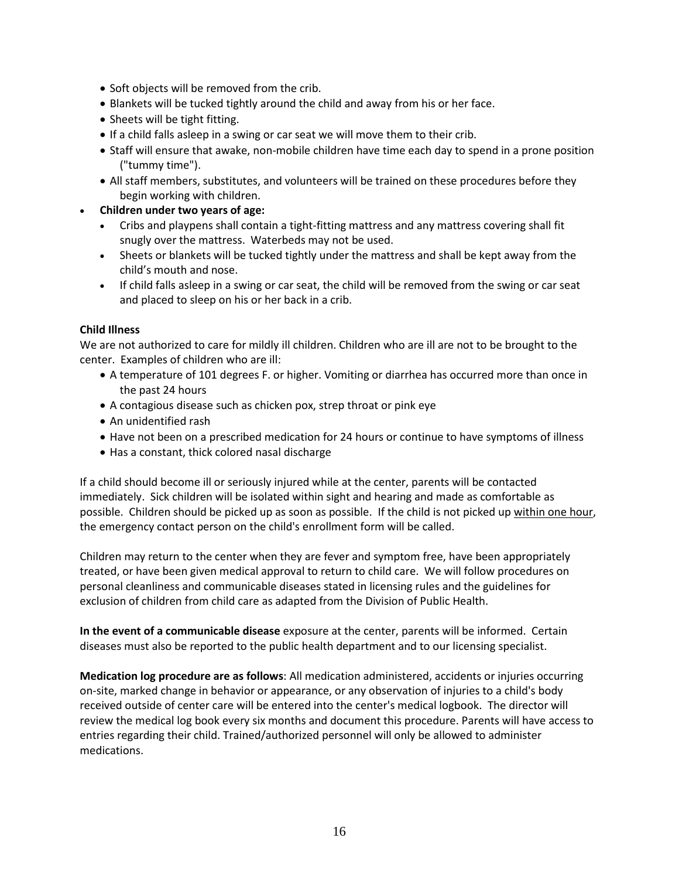- Soft objects will be removed from the crib.
- Blankets will be tucked tightly around the child and away from his or her face.
- Sheets will be tight fitting.
- If a child falls asleep in a swing or car seat we will move them to their crib.
- Staff will ensure that awake, non-mobile children have time each day to spend in a prone position ("tummy time").
- All staff members, substitutes, and volunteers will be trained on these procedures before they begin working with children.

- **Children under two years of age:**
  - Cribs and playpens shall contain a tight-fitting mattress and any mattress covering shall fit snugly over the mattress. Waterbeds may not be used.
  - Sheets or blankets will be tucked tightly under the mattress and shall be kept away from the child's mouth and nose.
  - If child falls asleep in a swing or car seat, the child will be removed from the swing or car seat and placed to sleep on his or her back in a crib.

**Child Illness**

We are not authorized to care for mildly ill children. Children who are ill are not to be brought to the center. Examples of children who are ill:

- A temperature of 101 degrees F. or higher. Vomiting or diarrhea has occurred more than once in the past 24 hours
- A contagious disease such as chicken pox, strep throat or pink eye
- An unidentified rash
- Have not been on a prescribed medication for 24 hours or continue to have symptoms of illness
- Has a constant, thick colored nasal discharge

If a child should become ill or seriously injured while at the center, parents will be contacted immediately. Sick children will be isolated within sight and hearing and made as comfortable as possible. Children should be picked up as soon as possible. If the child is not picked up within one hour, the emergency contact person on the child's enrollment form will be called.

Children may return to the center when they are fever and symptom free, have been appropriately treated, or have been given medical approval to return to child care. We will follow procedures on personal cleanliness and communicable diseases stated in licensing rules and the guidelines for exclusion of children from child care as adapted from the Division of Public Health.

**In the event of a communicable disease** exposure at the center, parents will be informed. Certain diseases must also be reported to the public health department and to our licensing specialist.

**Medication log procedure are as follows**: All medication administered, accidents or injuries occurring on-site, marked change in behavior or appearance, or any observation of injuries to a child's body received outside of center care will be entered into the center's medical logbook. The director will review the medical log book every six months and document this procedure. Parents will have access to entries regarding their child. Trained/authorized personnel will only be allowed to administer medications.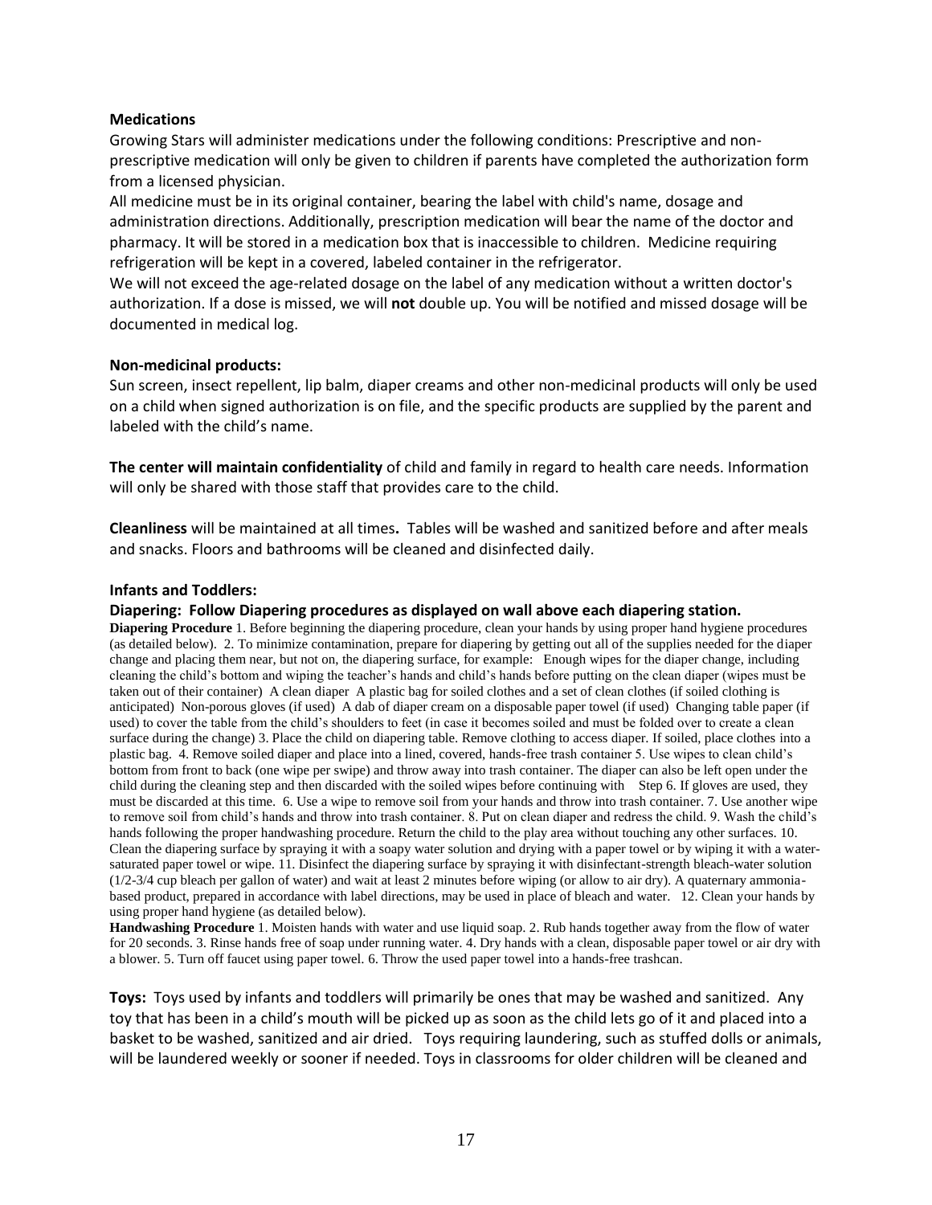**Medications**

Growing Stars will administer medications under the following conditions: Prescriptive and non-prescriptive medication will only be given to children if parents have completed the authorization form from a licensed physician.

All medicine must be in its original container, bearing the label with child's name, dosage and administration directions. Additionally, prescription medication will bear the name of the doctor and pharmacy. It will be stored in a medication box that is inaccessible to children. Medicine requiring refrigeration will be kept in a covered, labeled container in the refrigerator.

We will not exceed the age-related dosage on the label of any medication without a written doctor's authorization. If a dose is missed, we will **not** double up. You will be notified and missed dosage will be documented in medical log.

**Non-medicinal products:**

Sun screen, insect repellent, lip balm, diaper creams and other non-medicinal products will only be used on a child when signed authorization is on file, and the specific products are supplied by the parent and labeled with the child's name.

**The center will maintain confidentiality** of child and family in regard to health care needs. Information will only be shared with those staff that provides care to the child.

**Cleanliness** will be maintained at all times**.** Tables will be washed and sanitized before and after meals and snacks. Floors and bathrooms will be cleaned and disinfected daily.

**Infants and Toddlers:**

**Diapering: Follow Diapering procedures as displayed on wall above each diapering station.**

**Diapering Procedure** 1. Before beginning the diapering procedure, clean your hands by using proper hand hygiene procedures (as detailed below). 2. To minimize contamination, prepare for diapering by getting out all of the supplies needed for the diaper change and placing them near, but not on, the diapering surface, for example:  Enough wipes for the diaper change, including cleaning the child's bottom and wiping the teacher's hands and child's hands before putting on the clean diaper (wipes must be taken out of their container)  A clean diaper  A plastic bag for soiled clothes and a set of clean clothes (if soiled clothing is anticipated)  Non-porous gloves (if used)  A dab of diaper cream on a disposable paper towel (if used)  Changing table paper (if used) to cover the table from the child's shoulders to feet (in case it becomes soiled and must be folded over to create a clean surface during the change) 3. Place the child on diapering table. Remove clothing to access diaper. If soiled, place clothes into a plastic bag. 4. Remove soiled diaper and place into a lined, covered, hands-free trash container 5. Use wipes to clean child's bottom from front to back (one wipe per swipe) and throw away into trash container. The diaper can also be left open under the child during the cleaning step and then discarded with the soiled wipes before continuing with Step 6. If gloves are used, they must be discarded at this time. 6. Use a wipe to remove soil from your hands and throw into trash container. 7. Use another wipe to remove soil from child's hands and throw into trash container. 8. Put on clean diaper and redress the child. 9. Wash the child's hands following the proper handwashing procedure. Return the child to the play area without touching any other surfaces. 10. Clean the diapering surface by spraying it with a soapy water solution and drying with a paper towel or by wiping it with a water-saturated paper towel or wipe. 11. Disinfect the diapering surface by spraying it with disinfectant-strength bleach-water solution (1/2-3/4 cup bleach per gallon of water) and wait at least 2 minutes before wiping (or allow to air dry). A quaternary ammonia-based product, prepared in accordance with label directions, may be used in place of bleach and water. 12. Clean your hands by using proper hand hygiene (as detailed below).

**Handwashing Procedure** 1. Moisten hands with water and use liquid soap. 2. Rub hands together away from the flow of water for 20 seconds. 3. Rinse hands free of soap under running water. 4. Dry hands with a clean, disposable paper towel or air dry with a blower. 5. Turn off faucet using paper towel. 6. Throw the used paper towel into a hands-free trashcan.

**Toys:** Toys used by infants and toddlers will primarily be ones that may be washed and sanitized. Any toy that has been in a child's mouth will be picked up as soon as the child lets go of it and placed into a basket to be washed, sanitized and air dried. Toys requiring laundering, such as stuffed dolls or animals, will be laundered weekly or sooner if needed. Toys in classrooms for older children will be cleaned and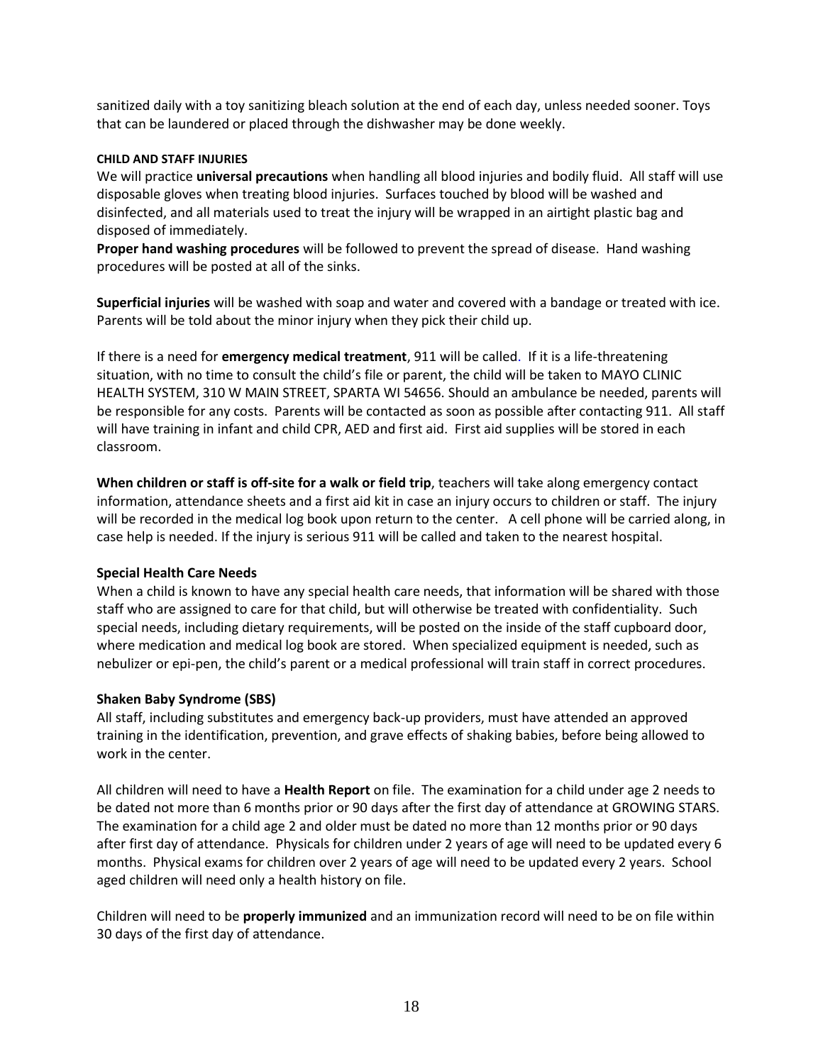sanitized daily with a toy sanitizing bleach solution at the end of each day, unless needed sooner. Toys that can be laundered or placed through the dishwasher may be done weekly.

#### CHILD AND STAFF INJURIES

We will practice **universal precautions** when handling all blood injuries and bodily fluid. All staff will use disposable gloves when treating blood injuries. Surfaces touched by blood will be washed and disinfected, and all materials used to treat the injury will be wrapped in an airtight plastic bag and disposed of immediately.

**Proper hand washing procedures** will be followed to prevent the spread of disease. Hand washing procedures will be posted at all of the sinks.

**Superficial injuries** will be washed with soap and water and covered with a bandage or treated with ice. Parents will be told about the minor injury when they pick their child up.

If there is a need for **emergency medical treatment**, 911 will be called. If it is a life-threatening situation, with no time to consult the child's file or parent, the child will be taken to MAYO CLINIC HEALTH SYSTEM, 310 W MAIN STREET, SPARTA WI 54656. Should an ambulance be needed, parents will be responsible for any costs. Parents will be contacted as soon as possible after contacting 911. All staff will have training in infant and child CPR, AED and first aid. First aid supplies will be stored in each classroom.

**When children or staff is off-site for a walk or field trip**, teachers will take along emergency contact information, attendance sheets and a first aid kit in case an injury occurs to children or staff. The injury will be recorded in the medical log book upon return to the center. A cell phone will be carried along, in case help is needed. If the injury is serious 911 will be called and taken to the nearest hospital.

### Special Health Care Needs

When a child is known to have any special health care needs, that information will be shared with those staff who are assigned to care for that child, but will otherwise be treated with confidentiality. Such special needs, including dietary requirements, will be posted on the inside of the staff cupboard door, where medication and medical log book are stored. When specialized equipment is needed, such as nebulizer or epi-pen, the child's parent or a medical professional will train staff in correct procedures.

### Shaken Baby Syndrome (SBS)

All staff, including substitutes and emergency back-up providers, must have attended an approved training in the identification, prevention, and grave effects of shaking babies, before being allowed to work in the center.

All children will need to have a **Health Report** on file. The examination for a child under age 2 needs to be dated not more than 6 months prior or 90 days after the first day of attendance at GROWING STARS. The examination for a child age 2 and older must be dated no more than 12 months prior or 90 days after first day of attendance. Physicals for children under 2 years of age will need to be updated every 6 months. Physical exams for children over 2 years of age will need to be updated every 2 years. School aged children will need only a health history on file.

Children will need to be **properly immunized** and an immunization record will need to be on file within 30 days of the first day of attendance.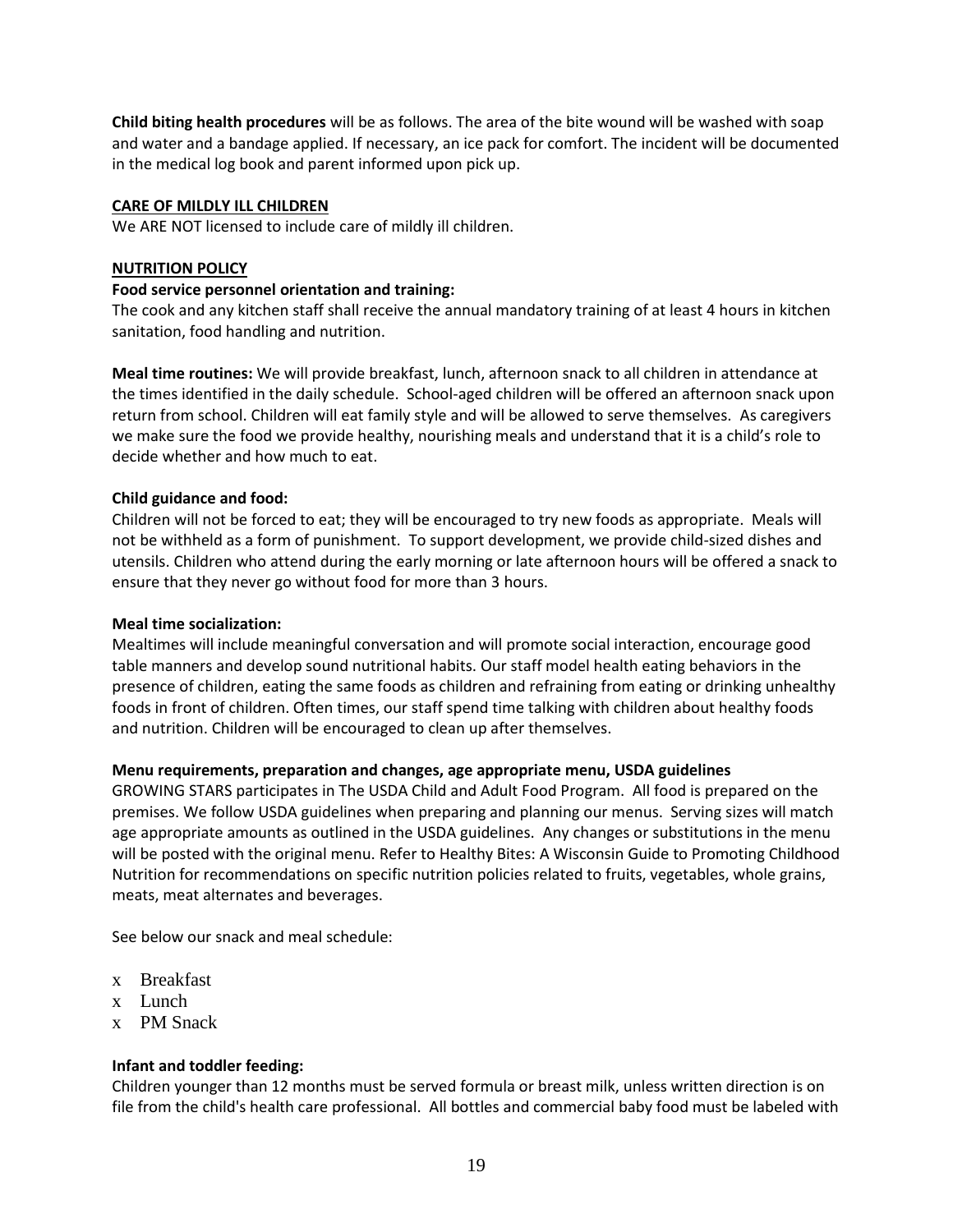**Child biting health procedures** will be as follows. The area of the bite wound will be washed with soap and water and a bandage applied. If necessary, an ice pack for comfort. The incident will be documented in the medical log book and parent informed upon pick up.

## CARE OF MILDLY ILL CHILDREN

We ARE NOT licensed to include care of mildly ill children.

## NUTRITION POLICY

**Food service personnel orientation and training:**
The cook and any kitchen staff shall receive the annual mandatory training of at least 4 hours in kitchen sanitation, food handling and nutrition.

**Meal time routines:** We will provide breakfast, lunch, afternoon snack to all children in attendance at the times identified in the daily schedule. School-aged children will be offered an afternoon snack upon return from school. Children will eat family style and will be allowed to serve themselves. As caregivers we make sure the food we provide healthy, nourishing meals and understand that it is a child's role to decide whether and how much to eat.

**Child guidance and food:**
Children will not be forced to eat; they will be encouraged to try new foods as appropriate. Meals will not be withheld as a form of punishment. To support development, we provide child-sized dishes and utensils. Children who attend during the early morning or late afternoon hours will be offered a snack to ensure that they never go without food for more than 3 hours.

**Meal time socialization:**
Mealtimes will include meaningful conversation and will promote social interaction, encourage good table manners and develop sound nutritional habits. Our staff model health eating behaviors in the presence of children, eating the same foods as children and refraining from eating or drinking unhealthy foods in front of children. Often times, our staff spend time talking with children about healthy foods and nutrition. Children will be encouraged to clean up after themselves.

**Menu requirements, preparation and changes, age appropriate menu, USDA guidelines**
GROWING STARS participates in The USDA Child and Adult Food Program. All food is prepared on the premises. We follow USDA guidelines when preparing and planning our menus. Serving sizes will match age appropriate amounts as outlined in the USDA guidelines. Any changes or substitutions in the menu will be posted with the original menu. Refer to Healthy Bites: A Wisconsin Guide to Promoting Childhood Nutrition for recommendations on specific nutrition policies related to fruits, vegetables, whole grains, meats, meat alternates and beverages.

See below our snack and meal schedule:

- Breakfast
- Lunch
- PM Snack

**Infant and toddler feeding:**
Children younger than 12 months must be served formula or breast milk, unless written direction is on file from the child's health care professional. All bottles and commercial baby food must be labeled with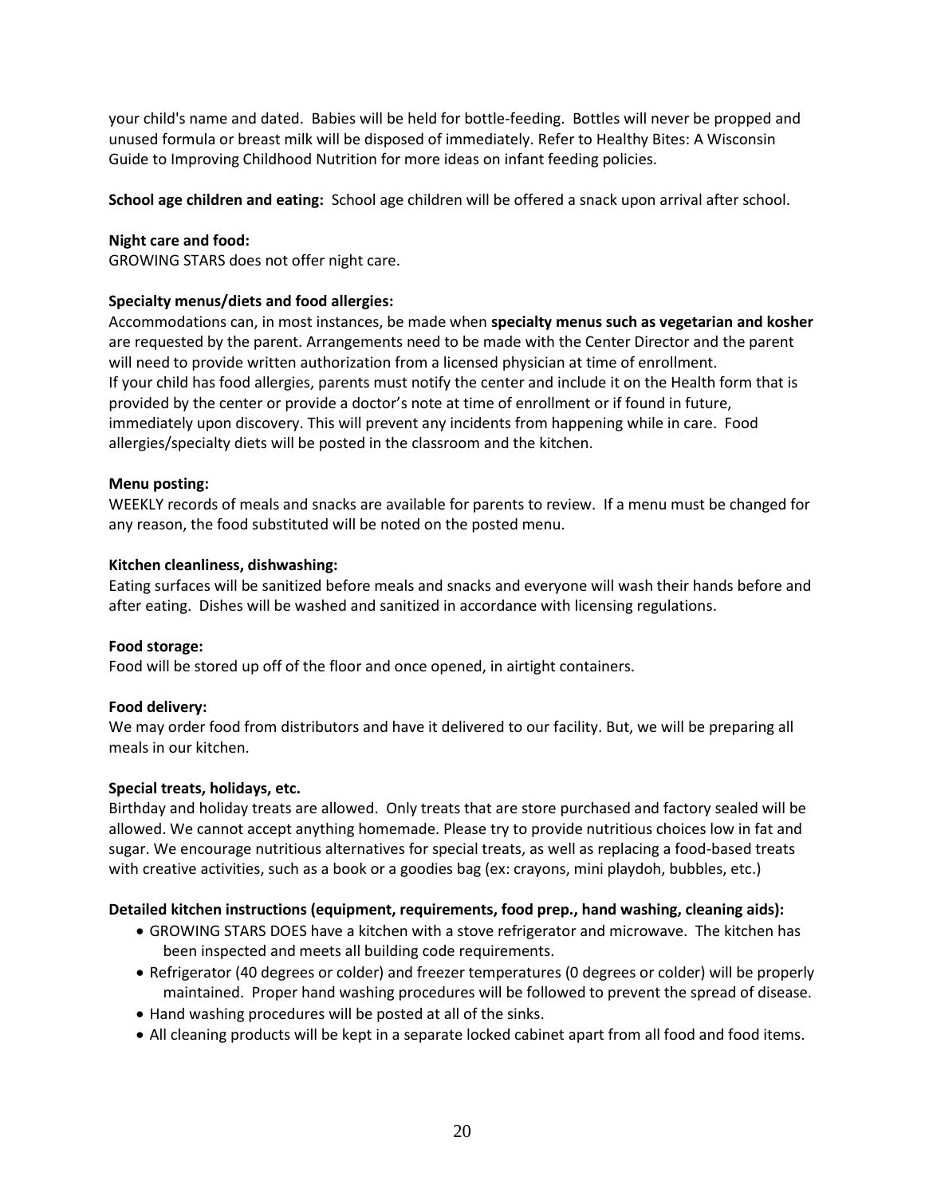your child's name and dated. Babies will be held for bottle-feeding. Bottles will never be propped and unused formula or breast milk will be disposed of immediately. Refer to Healthy Bites: A Wisconsin Guide to Improving Childhood Nutrition for more ideas on infant feeding policies.

**School age children and eating:** School age children will be offered a snack upon arrival after school.

**Night care and food:**
GROWING STARS does not offer night care.

**Specialty menus/diets and food allergies:**
Accommodations can, in most instances, be made when **specialty menus such as vegetarian and kosher** are requested by the parent. Arrangements need to be made with the Center Director and the parent will need to provide written authorization from a licensed physician at time of enrollment.
If your child has food allergies, parents must notify the center and include it on the Health form that is provided by the center or provide a doctor's note at time of enrollment or if found in future, immediately upon discovery. This will prevent any incidents from happening while in care. Food allergies/specialty diets will be posted in the classroom and the kitchen.

**Menu posting:**
WEEKLY records of meals and snacks are available for parents to review. If a menu must be changed for any reason, the food substituted will be noted on the posted menu.

**Kitchen cleanliness, dishwashing:**
Eating surfaces will be sanitized before meals and snacks and everyone will wash their hands before and after eating. Dishes will be washed and sanitized in accordance with licensing regulations.

**Food storage:**
Food will be stored up off of the floor and once opened, in airtight containers.

**Food delivery:**
We may order food from distributors and have it delivered to our facility. But, we will be preparing all meals in our kitchen.

**Special treats, holidays, etc.**
Birthday and holiday treats are allowed. Only treats that are store purchased and factory sealed will be allowed. We cannot accept anything homemade. Please try to provide nutritious choices low in fat and sugar. We encourage nutritious alternatives for special treats, as well as replacing a food-based treats with creative activities, such as a book or a goodies bag (ex: crayons, mini playdoh, bubbles, etc.)

**Detailed kitchen instructions (equipment, requirements, food prep., hand washing, cleaning aids):**

- GROWING STARS DOES have a kitchen with a stove refrigerator and microwave. The kitchen has been inspected and meets all building code requirements.
- Refrigerator (40 degrees or colder) and freezer temperatures (0 degrees or colder) will be properly maintained. Proper hand washing procedures will be followed to prevent the spread of disease.
- Hand washing procedures will be posted at all of the sinks.
- All cleaning products will be kept in a separate locked cabinet apart from all food and food items.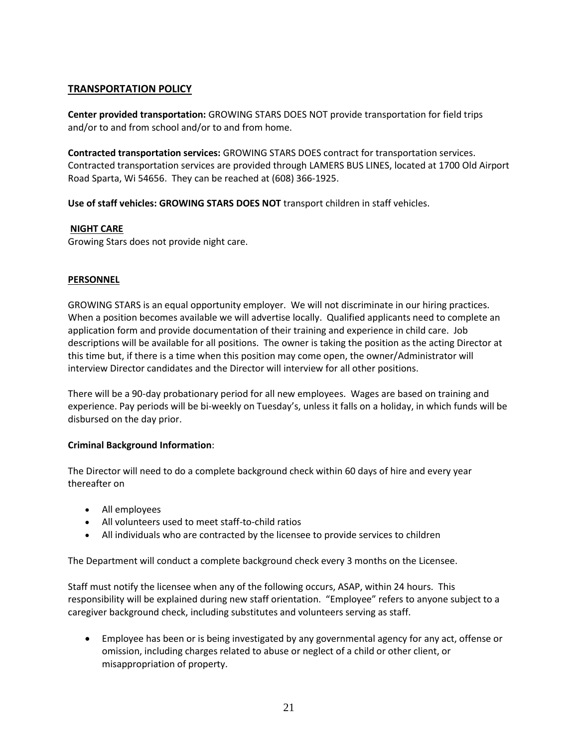## TRANSPORTATION POLICY

**Center provided transportation:** GROWING STARS DOES NOT provide transportation for field trips and/or to and from school and/or to and from home.

**Contracted transportation services:** GROWING STARS DOES contract for transportation services. Contracted transportation services are provided through LAMERS BUS LINES, located at 1700 Old Airport Road Sparta, Wi 54656. They can be reached at (608) 366-1925.

**Use of staff vehicles: GROWING STARS DOES NOT** transport children in staff vehicles.

### NIGHT CARE

Growing Stars does not provide night care.

### PERSONNEL

GROWING STARS is an equal opportunity employer. We will not discriminate in our hiring practices. When a position becomes available we will advertise locally. Qualified applicants need to complete an application form and provide documentation of their training and experience in child care. Job descriptions will be available for all positions. The owner is taking the position as the acting Director at this time but, if there is a time when this position may come open, the owner/Administrator will interview Director candidates and the Director will interview for all other positions.

There will be a 90-day probationary period for all new employees. Wages are based on training and experience. Pay periods will be bi-weekly on Tuesday's, unless it falls on a holiday, in which funds will be disbursed on the day prior.

**Criminal Background Information**:

The Director will need to do a complete background check within 60 days of hire and every year thereafter on

- All employees
- All volunteers used to meet staff-to-child ratios
- All individuals who are contracted by the licensee to provide services to children

The Department will conduct a complete background check every 3 months on the Licensee.

Staff must notify the licensee when any of the following occurs, ASAP, within 24 hours. This responsibility will be explained during new staff orientation. "Employee" refers to anyone subject to a caregiver background check, including substitutes and volunteers serving as staff.

- Employee has been or is being investigated by any governmental agency for any act, offense or omission, including charges related to abuse or neglect of a child or other client, or misappropriation of property.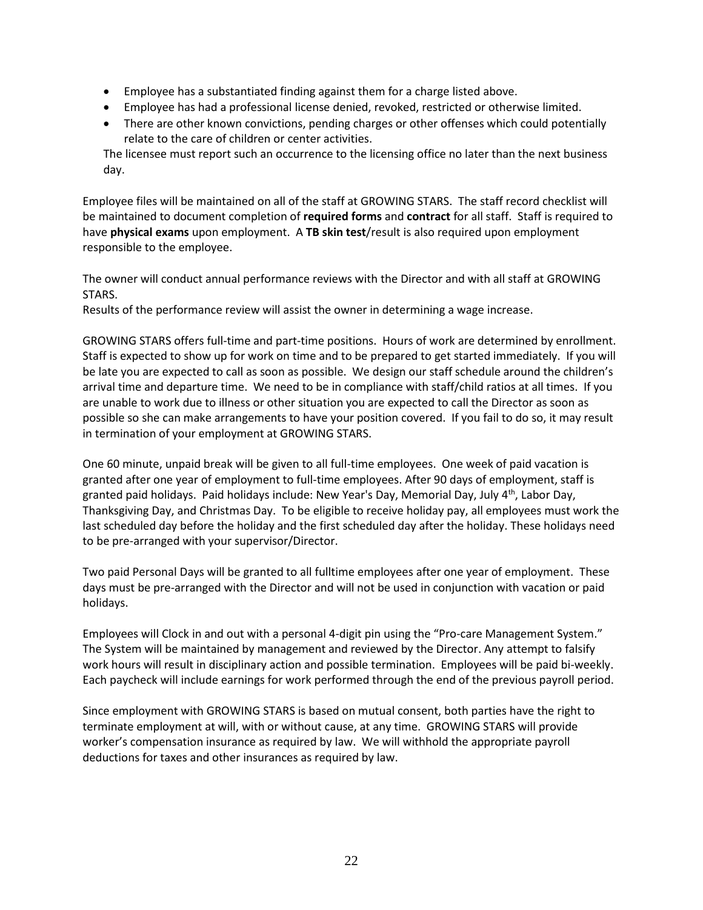- Employee has a substantiated finding against them for a charge listed above.
- Employee has had a professional license denied, revoked, restricted or otherwise limited.
- There are other known convictions, pending charges or other offenses which could potentially relate to the care of children or center activities.

The licensee must report such an occurrence to the licensing office no later than the next business day.

Employee files will be maintained on all of the staff at GROWING STARS. The staff record checklist will be maintained to document completion of **required forms** and **contract** for all staff. Staff is required to have **physical exams** upon employment. A **TB skin test**/result is also required upon employment responsible to the employee.

The owner will conduct annual performance reviews with the Director and with all staff at GROWING STARS.
Results of the performance review will assist the owner in determining a wage increase.

GROWING STARS offers full-time and part-time positions. Hours of work are determined by enrollment. Staff is expected to show up for work on time and to be prepared to get started immediately. If you will be late you are expected to call as soon as possible. We design our staff schedule around the children's arrival time and departure time. We need to be in compliance with staff/child ratios at all times. If you are unable to work due to illness or other situation you are expected to call the Director as soon as possible so she can make arrangements to have your position covered. If you fail to do so, it may result in termination of your employment at GROWING STARS.

One 60 minute, unpaid break will be given to all full-time employees. One week of paid vacation is granted after one year of employment to full-time employees. After 90 days of employment, staff is granted paid holidays. Paid holidays include: New Year's Day, Memorial Day, July 4th, Labor Day, Thanksgiving Day, and Christmas Day. To be eligible to receive holiday pay, all employees must work the last scheduled day before the holiday and the first scheduled day after the holiday. These holidays need to be pre-arranged with your supervisor/Director.

Two paid Personal Days will be granted to all fulltime employees after one year of employment. These days must be pre-arranged with the Director and will not be used in conjunction with vacation or paid holidays.

Employees will Clock in and out with a personal 4-digit pin using the "Pro-care Management System." The System will be maintained by management and reviewed by the Director. Any attempt to falsify work hours will result in disciplinary action and possible termination. Employees will be paid bi-weekly. Each paycheck will include earnings for work performed through the end of the previous payroll period.

Since employment with GROWING STARS is based on mutual consent, both parties have the right to terminate employment at will, with or without cause, at any time. GROWING STARS will provide worker's compensation insurance as required by law. We will withhold the appropriate payroll deductions for taxes and other insurances as required by law.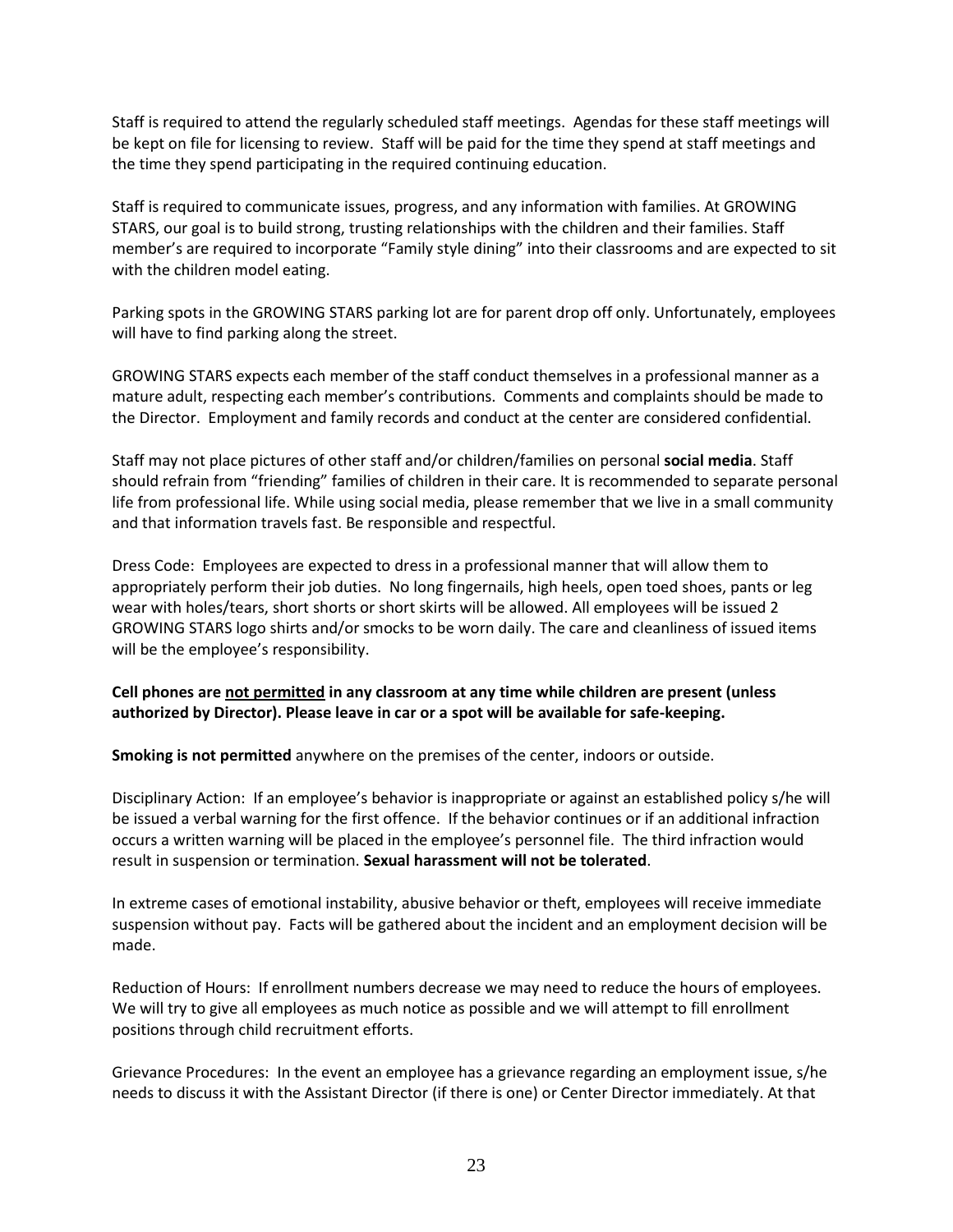Staff is required to attend the regularly scheduled staff meetings. Agendas for these staff meetings will be kept on file for licensing to review. Staff will be paid for the time they spend at staff meetings and the time they spend participating in the required continuing education.

Staff is required to communicate issues, progress, and any information with families. At GROWING STARS, our goal is to build strong, trusting relationships with the children and their families. Staff member's are required to incorporate "Family style dining" into their classrooms and are expected to sit with the children model eating.

Parking spots in the GROWING STARS parking lot are for parent drop off only. Unfortunately, employees will have to find parking along the street.

GROWING STARS expects each member of the staff conduct themselves in a professional manner as a mature adult, respecting each member's contributions. Comments and complaints should be made to the Director. Employment and family records and conduct at the center are considered confidential.

Staff may not place pictures of other staff and/or children/families on personal **social media**. Staff should refrain from "friending" families of children in their care. It is recommended to separate personal life from professional life. While using social media, please remember that we live in a small community and that information travels fast. Be responsible and respectful.

Dress Code: Employees are expected to dress in a professional manner that will allow them to appropriately perform their job duties. No long fingernails, high heels, open toed shoes, pants or leg wear with holes/tears, short shorts or short skirts will be allowed. All employees will be issued 2 GROWING STARS logo shirts and/or smocks to be worn daily. The care and cleanliness of issued items will be the employee's responsibility.

**Cell phones are <u>not permitted</u> in any classroom at any time while children are present (unless authorized by Director). Please leave in car or a spot will be available for safe-keeping.**

**Smoking is not permitted** anywhere on the premises of the center, indoors or outside.

Disciplinary Action: If an employee's behavior is inappropriate or against an established policy s/he will be issued a verbal warning for the first offence. If the behavior continues or if an additional infraction occurs a written warning will be placed in the employee's personnel file. The third infraction would result in suspension or termination. **Sexual harassment will not be tolerated**.

In extreme cases of emotional instability, abusive behavior or theft, employees will receive immediate suspension without pay. Facts will be gathered about the incident and an employment decision will be made.

Reduction of Hours: If enrollment numbers decrease we may need to reduce the hours of employees. We will try to give all employees as much notice as possible and we will attempt to fill enrollment positions through child recruitment efforts.

Grievance Procedures: In the event an employee has a grievance regarding an employment issue, s/he needs to discuss it with the Assistant Director (if there is one) or Center Director immediately. At that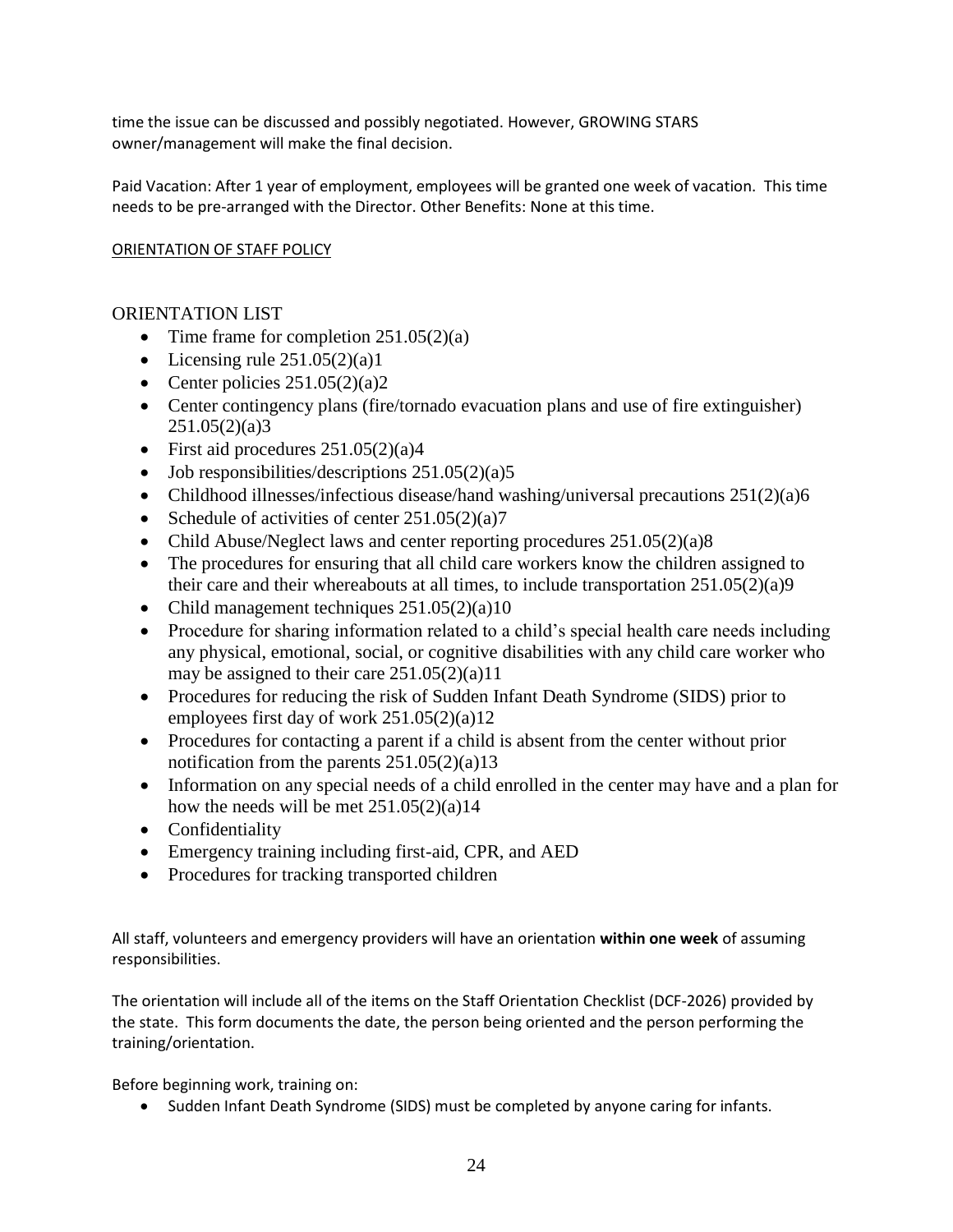time the issue can be discussed and possibly negotiated. However, GROWING STARS owner/management will make the final decision.

Paid Vacation: After 1 year of employment, employees will be granted one week of vacation. This time needs to be pre-arranged with the Director. Other Benefits: None at this time.

ORIENTATION OF STAFF POLICY

## ORIENTATION LIST

- Time frame for completion 251.05(2)(a)
- Licensing rule 251.05(2)(a)1
- Center policies 251.05(2)(a)2
- Center contingency plans (fire/tornado evacuation plans and use of fire extinguisher) 251.05(2)(a)3
- First aid procedures 251.05(2)(a)4
- Job responsibilities/descriptions 251.05(2)(a)5
- Childhood illnesses/infectious disease/hand washing/universal precautions 251(2)(a)6
- Schedule of activities of center 251.05(2)(a)7
- Child Abuse/Neglect laws and center reporting procedures 251.05(2)(a)8
- The procedures for ensuring that all child care workers know the children assigned to their care and their whereabouts at all times, to include transportation 251.05(2)(a)9
- Child management techniques 251.05(2)(a)10
- Procedure for sharing information related to a child's special health care needs including any physical, emotional, social, or cognitive disabilities with any child care worker who may be assigned to their care 251.05(2)(a)11
- Procedures for reducing the risk of Sudden Infant Death Syndrome (SIDS) prior to employees first day of work 251.05(2)(a)12
- Procedures for contacting a parent if a child is absent from the center without prior notification from the parents 251.05(2)(a)13
- Information on any special needs of a child enrolled in the center may have and a plan for how the needs will be met 251.05(2)(a)14
- Confidentiality
- Emergency training including first-aid, CPR, and AED
- Procedures for tracking transported children

All staff, volunteers and emergency providers will have an orientation **within one week** of assuming responsibilities.

The orientation will include all of the items on the Staff Orientation Checklist (DCF-2026) provided by the state. This form documents the date, the person being oriented and the person performing the training/orientation.

Before beginning work, training on:

- Sudden Infant Death Syndrome (SIDS) must be completed by anyone caring for infants.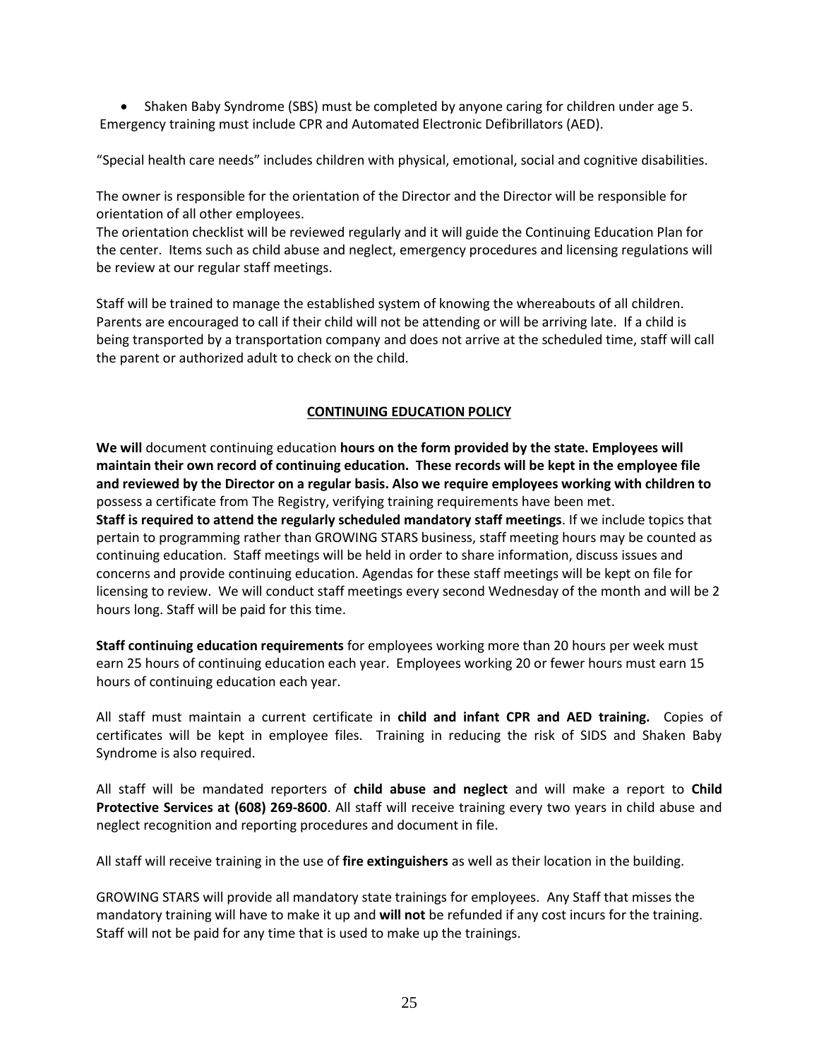- Shaken Baby Syndrome (SBS) must be completed by anyone caring for children under age 5.

Emergency training must include CPR and Automated Electronic Defibrillators (AED).

"Special health care needs" includes children with physical, emotional, social and cognitive disabilities.

The owner is responsible for the orientation of the Director and the Director will be responsible for orientation of all other employees.
The orientation checklist will be reviewed regularly and it will guide the Continuing Education Plan for the center. Items such as child abuse and neglect, emergency procedures and licensing regulations will be review at our regular staff meetings.

Staff will be trained to manage the established system of knowing the whereabouts of all children. Parents are encouraged to call if their child will not be attending or will be arriving late. If a child is being transported by a transportation company and does not arrive at the scheduled time, staff will call the parent or authorized adult to check on the child.

## CONTINUING EDUCATION POLICY

**We will** document continuing education **hours on the form provided by the state. Employees will maintain their own record of continuing education. These records will be kept in the employee file and reviewed by the Director on a regular basis. Also we require employees working with children to** possess a certificate from The Registry, verifying training requirements have been met.
**Staff is required to attend the regularly scheduled mandatory staff meetings**. If we include topics that pertain to programming rather than GROWING STARS business, staff meeting hours may be counted as continuing education. Staff meetings will be held in order to share information, discuss issues and concerns and provide continuing education. Agendas for these staff meetings will be kept on file for licensing to review. We will conduct staff meetings every second Wednesday of the month and will be 2 hours long. Staff will be paid for this time.

**Staff continuing education requirements** for employees working more than 20 hours per week must earn 25 hours of continuing education each year. Employees working 20 or fewer hours must earn 15 hours of continuing education each year.

All staff must maintain a current certificate in **child and infant CPR and AED training.** Copies of certificates will be kept in employee files. Training in reducing the risk of SIDS and Shaken Baby Syndrome is also required.

All staff will be mandated reporters of **child abuse and neglect** and will make a report to **Child Protective Services at (608) 269-8600**. All staff will receive training every two years in child abuse and neglect recognition and reporting procedures and document in file.

All staff will receive training in the use of **fire extinguishers** as well as their location in the building.

GROWING STARS will provide all mandatory state trainings for employees. Any Staff that misses the mandatory training will have to make it up and **will not** be refunded if any cost incurs for the training. Staff will not be paid for any time that is used to make up the trainings.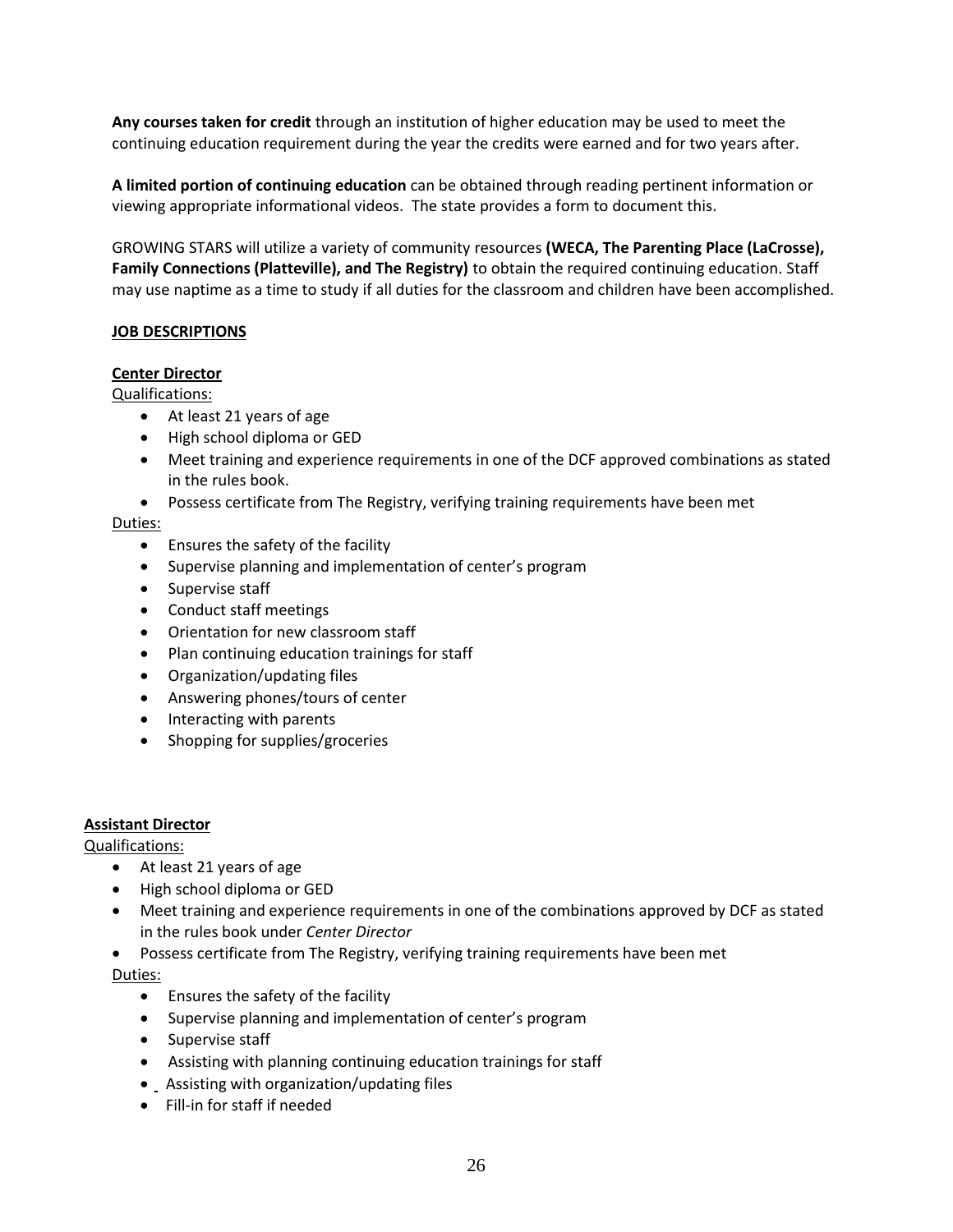**Any courses taken for credit** through an institution of higher education may be used to meet the continuing education requirement during the year the credits were earned and for two years after.

**A limited portion of continuing education** can be obtained through reading pertinent information or viewing appropriate informational videos. The state provides a form to document this.

GROWING STARS will utilize a variety of community resources **(WECA, The Parenting Place (LaCrosse), Family Connections (Platteville), and The Registry)** to obtain the required continuing education. Staff may use naptime as a time to study if all duties for the classroom and children have been accomplished.

## JOB DESCRIPTIONS

### Center Director

Qualifications:

- At least 21 years of age
- High school diploma or GED
- Meet training and experience requirements in one of the DCF approved combinations as stated in the rules book.
- Possess certificate from The Registry, verifying training requirements have been met

Duties:

- Ensures the safety of the facility
- Supervise planning and implementation of center's program
- Supervise staff
- Conduct staff meetings
- Orientation for new classroom staff
- Plan continuing education trainings for staff
- Organization/updating files
- Answering phones/tours of center
- Interacting with parents
- Shopping for supplies/groceries

### Assistant Director

Qualifications:

- At least 21 years of age
- High school diploma or GED
- Meet training and experience requirements in one of the combinations approved by DCF as stated in the rules book under *Center Director*
- Possess certificate from The Registry, verifying training requirements have been met

Duties:

- Ensures the safety of the facility
- Supervise planning and implementation of center's program
- Supervise staff
- Assisting with planning continuing education trainings for staff
- Assisting with organization/updating files
- Fill-in for staff if needed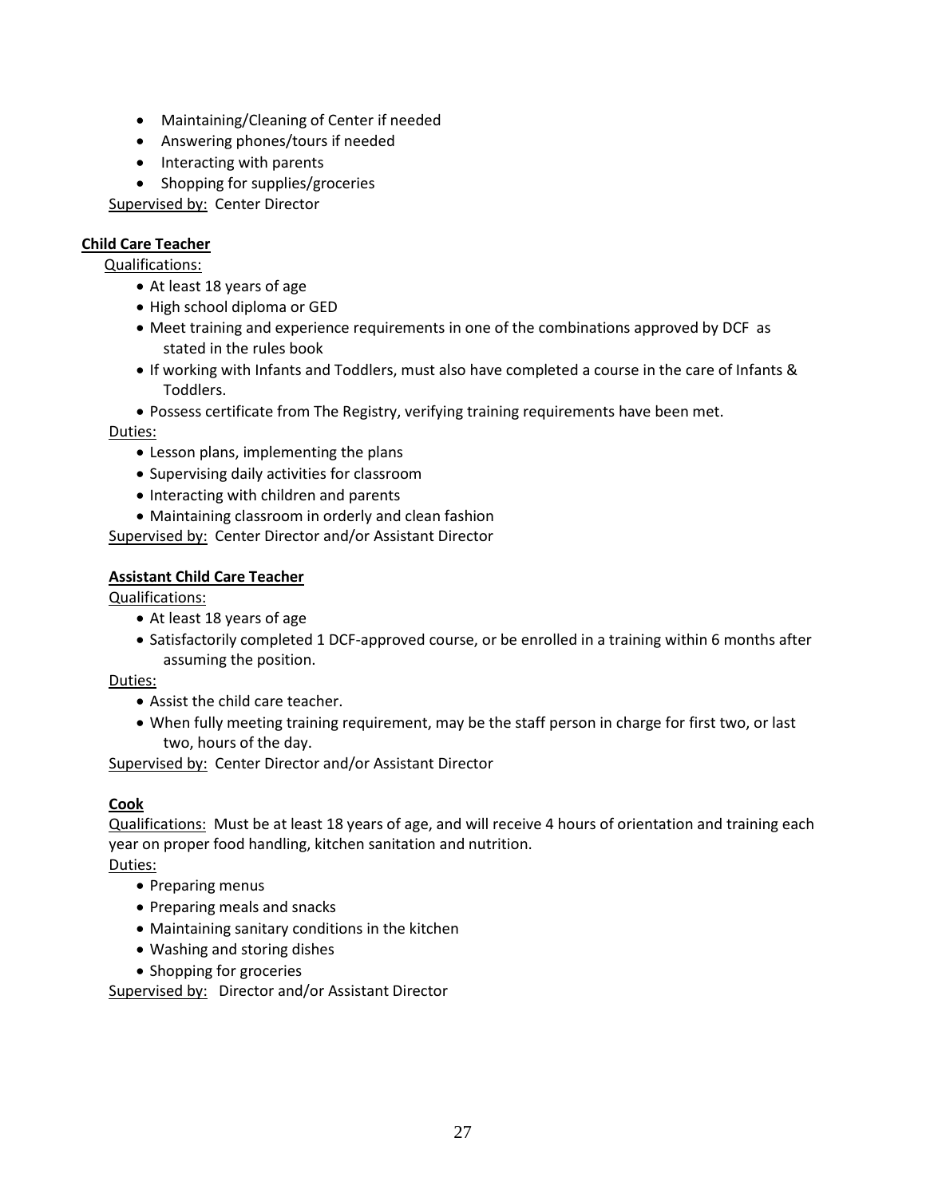- Maintaining/Cleaning of Center if needed
- Answering phones/tours if needed
- Interacting with parents
- Shopping for supplies/groceries

Supervised by: Center Director

**Child Care Teacher**

Qualifications:

- At least 18 years of age
- High school diploma or GED
- Meet training and experience requirements in one of the combinations approved by DCF as stated in the rules book
- If working with Infants and Toddlers, must also have completed a course in the care of Infants & Toddlers.
- Possess certificate from The Registry, verifying training requirements have been met.

Duties:

- Lesson plans, implementing the plans
- Supervising daily activities for classroom
- Interacting with children and parents
- Maintaining classroom in orderly and clean fashion

Supervised by: Center Director and/or Assistant Director

**Assistant Child Care Teacher**

Qualifications:

- At least 18 years of age
- Satisfactorily completed 1 DCF-approved course, or be enrolled in a training within 6 months after assuming the position.

Duties:

- Assist the child care teacher.
- When fully meeting training requirement, may be the staff person in charge for first two, or last two, hours of the day.

Supervised by: Center Director and/or Assistant Director

**Cook**

Qualifications: Must be at least 18 years of age, and will receive 4 hours of orientation and training each year on proper food handling, kitchen sanitation and nutrition.

Duties:

- Preparing menus
- Preparing meals and snacks
- Maintaining sanitary conditions in the kitchen
- Washing and storing dishes
- Shopping for groceries

Supervised by: Director and/or Assistant Director